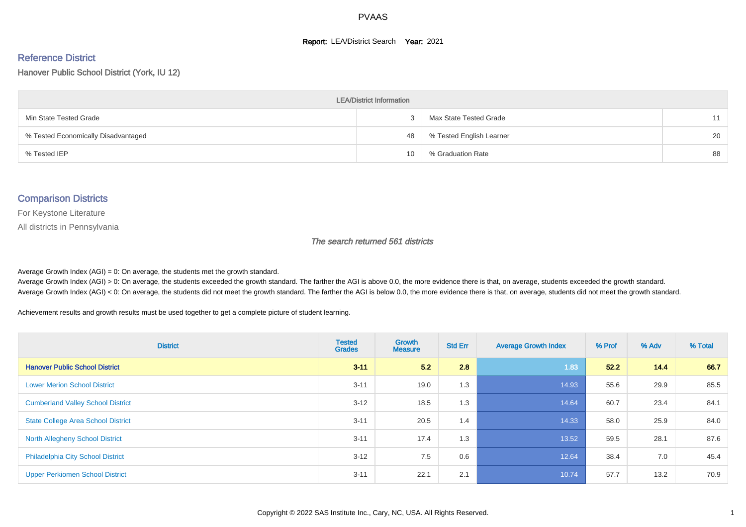# PVAAS

**Report:** LEA/District Search **Year:** 2021

## Reference District

Hanover Public School District (York, IU 12)

| LEA/District Information | | | |
|---|---|---|---|
| Min State Tested Grade | 3 | Max State Tested Grade | 11 |
| % Tested Economically Disadvantaged | 48 | % Tested English Learner | 20 |
| % Tested IEP | 10 | % Graduation Rate | 88 |

## Comparison Districts

For Keystone Literature

All districts in Pennsylvania

*The search returned 561 districts*

Average Growth Index (AGI) = 0: On average, the students met the growth standard.
Average Growth Index (AGI) > 0: On average, the students exceeded the growth standard. The farther the AGI is above 0.0, the more evidence there is that, on average, students exceeded the growth standard.
Average Growth Index (AGI) < 0: On average, the students did not meet the growth standard. The farther the AGI is below 0.0, the more evidence there is that, on average, students did not meet the growth standard.

Achievement results and growth results must be used together to get a complete picture of student learning.

| District | Tested Grades | Growth Measure | Std Err | Average Growth Index | % Prof | % Adv | % Total |
|---|---|---|---|---|---|---|---|
| **Hanover Public School District** | **3-11** | **5.2** | **2.8** | **1.83** | **52.2** | **14.4** | **66.7** |
| Lower Merion School District | 3-11 | 19.0 | 1.3 | 14.93 | 55.6 | 29.9 | 85.5 |
| Cumberland Valley School District | 3-12 | 18.5 | 1.3 | 14.64 | 60.7 | 23.4 | 84.1 |
| State College Area School District | 3-11 | 20.5 | 1.4 | 14.33 | 58.0 | 25.9 | 84.0 |
| North Allegheny School District | 3-11 | 17.4 | 1.3 | 13.52 | 59.5 | 28.1 | 87.6 |
| Philadelphia City School District | 3-12 | 7.5 | 0.6 | 12.64 | 38.4 | 7.0 | 45.4 |
| Upper Perkiomen School District | 3-11 | 22.1 | 2.1 | 10.74 | 57.7 | 13.2 | 70.9 |

Copyright © 2022 SAS Institute Inc., Cary, NC, USA. All Rights Reserved.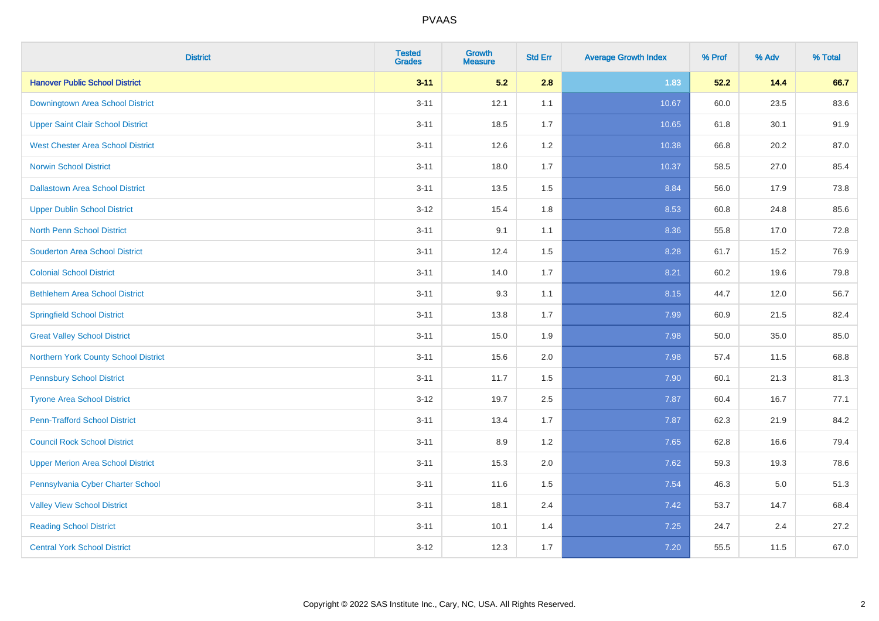# PVAAS

| District | Tested Grades | Growth Measure | Std Err | Average Growth Index | % Prof | % Adv | % Total |
|---|---|---|---|---|---|---|---|
| **Hanover Public School District** | **3-11** | **5.2** | **2.8** | **1.83** | **52.2** | **14.4** | **66.7** |
| Downingtown Area School District | 3-11 | 12.1 | 1.1 | 10.67 | 60.0 | 23.5 | 83.6 |
| Upper Saint Clair School District | 3-11 | 18.5 | 1.7 | 10.65 | 61.8 | 30.1 | 91.9 |
| West Chester Area School District | 3-11 | 12.6 | 1.2 | 10.38 | 66.8 | 20.2 | 87.0 |
| Norwin School District | 3-11 | 18.0 | 1.7 | 10.37 | 58.5 | 27.0 | 85.4 |
| Dallastown Area School District | 3-11 | 13.5 | 1.5 | 8.84 | 56.0 | 17.9 | 73.8 |
| Upper Dublin School District | 3-12 | 15.4 | 1.8 | 8.53 | 60.8 | 24.8 | 85.6 |
| North Penn School District | 3-11 | 9.1 | 1.1 | 8.36 | 55.8 | 17.0 | 72.8 |
| Souderton Area School District | 3-11 | 12.4 | 1.5 | 8.28 | 61.7 | 15.2 | 76.9 |
| Colonial School District | 3-11 | 14.0 | 1.7 | 8.21 | 60.2 | 19.6 | 79.8 |
| Bethlehem Area School District | 3-11 | 9.3 | 1.1 | 8.15 | 44.7 | 12.0 | 56.7 |
| Springfield School District | 3-11 | 13.8 | 1.7 | 7.99 | 60.9 | 21.5 | 82.4 |
| Great Valley School District | 3-11 | 15.0 | 1.9 | 7.98 | 50.0 | 35.0 | 85.0 |
| Northern York County School District | 3-11 | 15.6 | 2.0 | 7.98 | 57.4 | 11.5 | 68.8 |
| Pennsbury School District | 3-11 | 11.7 | 1.5 | 7.90 | 60.1 | 21.3 | 81.3 |
| Tyrone Area School District | 3-12 | 19.7 | 2.5 | 7.87 | 60.4 | 16.7 | 77.1 |
| Penn-Trafford School District | 3-11 | 13.4 | 1.7 | 7.87 | 62.3 | 21.9 | 84.2 |
| Council Rock School District | 3-11 | 8.9 | 1.2 | 7.65 | 62.8 | 16.6 | 79.4 |
| Upper Merion Area School District | 3-11 | 15.3 | 2.0 | 7.62 | 59.3 | 19.3 | 78.6 |
| Pennsylvania Cyber Charter School | 3-11 | 11.6 | 1.5 | 7.54 | 46.3 | 5.0 | 51.3 |
| Valley View School District | 3-11 | 18.1 | 2.4 | 7.42 | 53.7 | 14.7 | 68.4 |
| Reading School District | 3-11 | 10.1 | 1.4 | 7.25 | 24.7 | 2.4 | 27.2 |
| Central York School District | 3-12 | 12.3 | 1.7 | 7.20 | 55.5 | 11.5 | 67.0 |

Copyright © 2022 SAS Institute Inc., Cary, NC, USA. All Rights Reserved.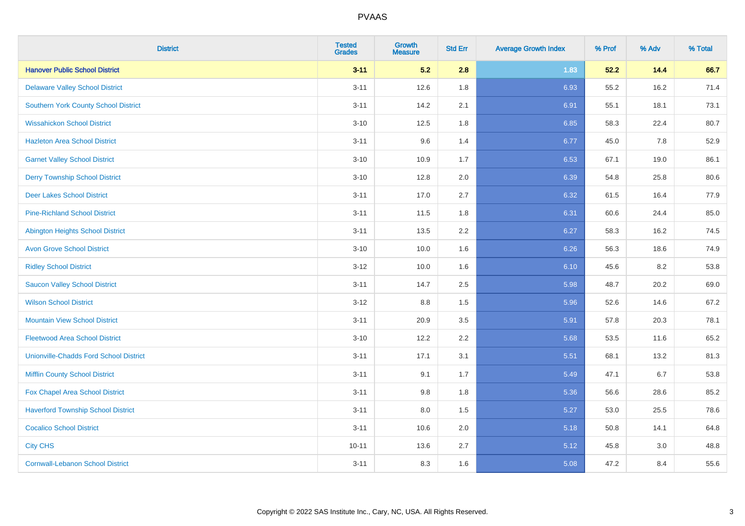# PVAAS

| District | Tested Grades | Growth Measure | Std Err | Average Growth Index | % Prof | % Adv | % Total |
|---|---|---|---|---|---|---|---|
| **Hanover Public School District** | **3-11** | **5.2** | **2.8** | **1.83** | **52.2** | **14.4** | **66.7** |
| Delaware Valley School District | 3-11 | 12.6 | 1.8 | 6.93 | 55.2 | 16.2 | 71.4 |
| Southern York County School District | 3-11 | 14.2 | 2.1 | 6.91 | 55.1 | 18.1 | 73.1 |
| Wissahickon School District | 3-10 | 12.5 | 1.8 | 6.85 | 58.3 | 22.4 | 80.7 |
| Hazleton Area School District | 3-11 | 9.6 | 1.4 | 6.77 | 45.0 | 7.8 | 52.9 |
| Garnet Valley School District | 3-10 | 10.9 | 1.7 | 6.53 | 67.1 | 19.0 | 86.1 |
| Derry Township School District | 3-10 | 12.8 | 2.0 | 6.39 | 54.8 | 25.8 | 80.6 |
| Deer Lakes School District | 3-11 | 17.0 | 2.7 | 6.32 | 61.5 | 16.4 | 77.9 |
| Pine-Richland School District | 3-11 | 11.5 | 1.8 | 6.31 | 60.6 | 24.4 | 85.0 |
| Abington Heights School District | 3-11 | 13.5 | 2.2 | 6.27 | 58.3 | 16.2 | 74.5 |
| Avon Grove School District | 3-10 | 10.0 | 1.6 | 6.26 | 56.3 | 18.6 | 74.9 |
| Ridley School District | 3-12 | 10.0 | 1.6 | 6.10 | 45.6 | 8.2 | 53.8 |
| Saucon Valley School District | 3-11 | 14.7 | 2.5 | 5.98 | 48.7 | 20.2 | 69.0 |
| Wilson School District | 3-12 | 8.8 | 1.5 | 5.96 | 52.6 | 14.6 | 67.2 |
| Mountain View School District | 3-11 | 20.9 | 3.5 | 5.91 | 57.8 | 20.3 | 78.1 |
| Fleetwood Area School District | 3-10 | 12.2 | 2.2 | 5.68 | 53.5 | 11.6 | 65.2 |
| Unionville-Chadds Ford School District | 3-11 | 17.1 | 3.1 | 5.51 | 68.1 | 13.2 | 81.3 |
| Mifflin County School District | 3-11 | 9.1 | 1.7 | 5.49 | 47.1 | 6.7 | 53.8 |
| Fox Chapel Area School District | 3-11 | 9.8 | 1.8 | 5.36 | 56.6 | 28.6 | 85.2 |
| Haverford Township School District | 3-11 | 8.0 | 1.5 | 5.27 | 53.0 | 25.5 | 78.6 |
| Cocalico School District | 3-11 | 10.6 | 2.0 | 5.18 | 50.8 | 14.1 | 64.8 |
| City CHS | 10-11 | 13.6 | 2.7 | 5.12 | 45.8 | 3.0 | 48.8 |
| Cornwall-Lebanon School District | 3-11 | 8.3 | 1.6 | 5.08 | 47.2 | 8.4 | 55.6 |

Copyright © 2022 SAS Institute Inc., Cary, NC, USA. All Rights Reserved.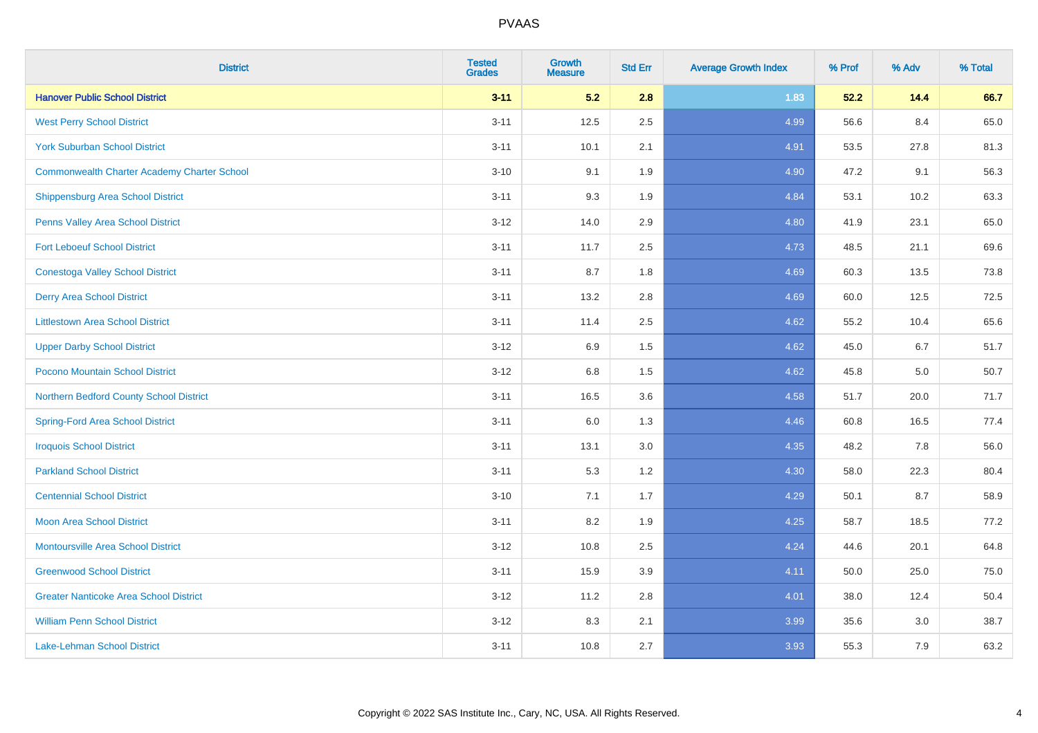# PVAAS

| District | Tested Grades | Growth Measure | Std Err | Average Growth Index | % Prof | % Adv | % Total |
|---|---|---|---|---|---|---|---|
| **Hanover Public School District** | **3-11** | **5.2** | **2.8** | **1.83** | **52.2** | **14.4** | **66.7** |
| West Perry School District | 3-11 | 12.5 | 2.5 | 4.99 | 56.6 | 8.4 | 65.0 |
| York Suburban School District | 3-11 | 10.1 | 2.1 | 4.91 | 53.5 | 27.8 | 81.3 |
| Commonwealth Charter Academy Charter School | 3-10 | 9.1 | 1.9 | 4.90 | 47.2 | 9.1 | 56.3 |
| Shippensburg Area School District | 3-11 | 9.3 | 1.9 | 4.84 | 53.1 | 10.2 | 63.3 |
| Penns Valley Area School District | 3-12 | 14.0 | 2.9 | 4.80 | 41.9 | 23.1 | 65.0 |
| Fort Leboeuf School District | 3-11 | 11.7 | 2.5 | 4.73 | 48.5 | 21.1 | 69.6 |
| Conestoga Valley School District | 3-11 | 8.7 | 1.8 | 4.69 | 60.3 | 13.5 | 73.8 |
| Derry Area School District | 3-11 | 13.2 | 2.8 | 4.69 | 60.0 | 12.5 | 72.5 |
| Littlestown Area School District | 3-11 | 11.4 | 2.5 | 4.62 | 55.2 | 10.4 | 65.6 |
| Upper Darby School District | 3-12 | 6.9 | 1.5 | 4.62 | 45.0 | 6.7 | 51.7 |
| Pocono Mountain School District | 3-12 | 6.8 | 1.5 | 4.62 | 45.8 | 5.0 | 50.7 |
| Northern Bedford County School District | 3-11 | 16.5 | 3.6 | 4.58 | 51.7 | 20.0 | 71.7 |
| Spring-Ford Area School District | 3-11 | 6.0 | 1.3 | 4.46 | 60.8 | 16.5 | 77.4 |
| Iroquois School District | 3-11 | 13.1 | 3.0 | 4.35 | 48.2 | 7.8 | 56.0 |
| Parkland School District | 3-11 | 5.3 | 1.2 | 4.30 | 58.0 | 22.3 | 80.4 |
| Centennial School District | 3-10 | 7.1 | 1.7 | 4.29 | 50.1 | 8.7 | 58.9 |
| Moon Area School District | 3-11 | 8.2 | 1.9 | 4.25 | 58.7 | 18.5 | 77.2 |
| Montoursville Area School District | 3-12 | 10.8 | 2.5 | 4.24 | 44.6 | 20.1 | 64.8 |
| Greenwood School District | 3-11 | 15.9 | 3.9 | 4.11 | 50.0 | 25.0 | 75.0 |
| Greater Nanticoke Area School District | 3-12 | 11.2 | 2.8 | 4.01 | 38.0 | 12.4 | 50.4 |
| William Penn School District | 3-12 | 8.3 | 2.1 | 3.99 | 35.6 | 3.0 | 38.7 |
| Lake-Lehman School District | 3-11 | 10.8 | 2.7 | 3.93 | 55.3 | 7.9 | 63.2 |

Copyright © 2022 SAS Institute Inc., Cary, NC, USA. All Rights Reserved.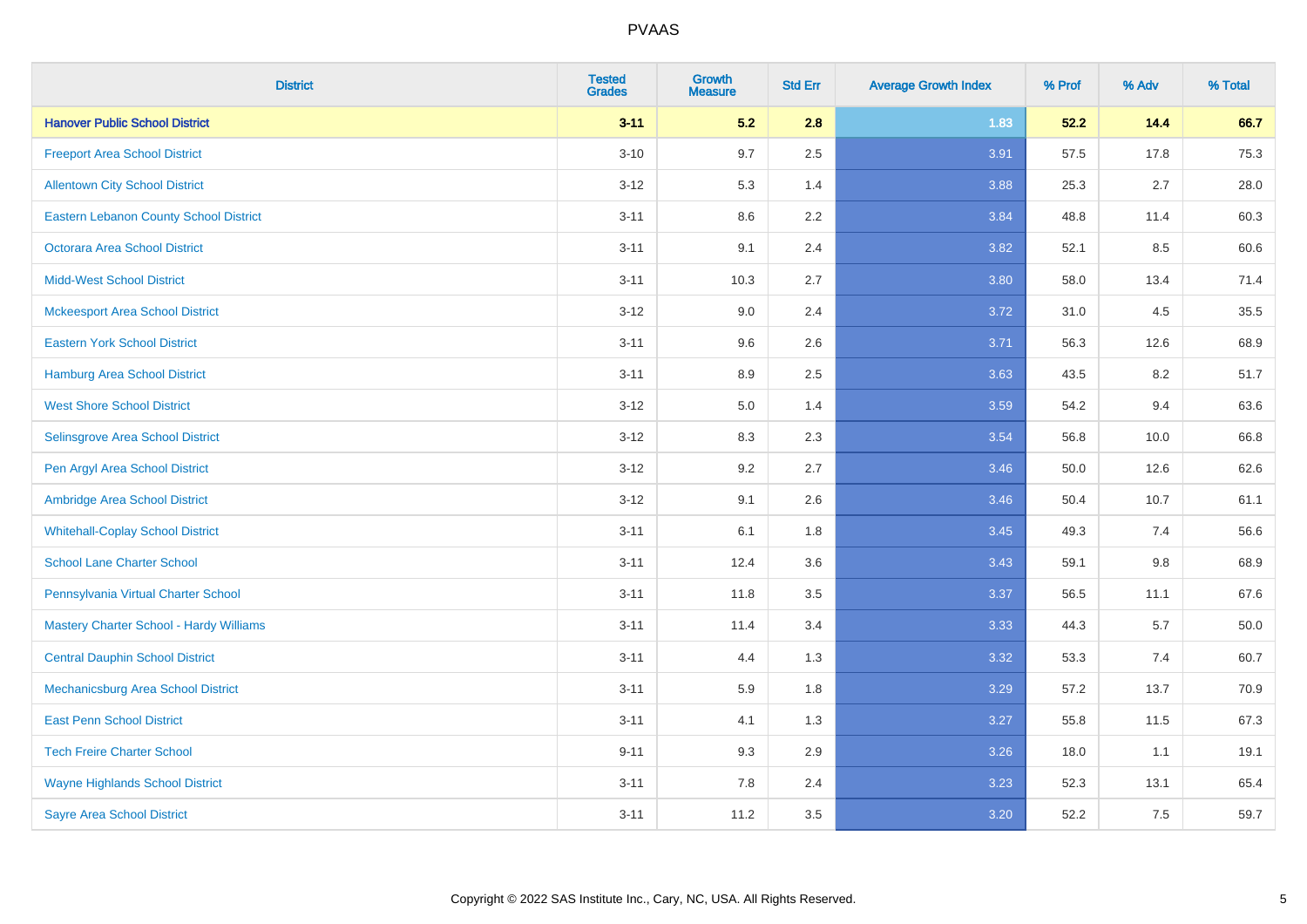# PVAAS

| District | Tested Grades | Growth Measure | Std Err | Average Growth Index | % Prof | % Adv | % Total |
|---|---|---|---|---|---|---|---|
| **Hanover Public School District** | **3-11** | **5.2** | **2.8** | **1.83** | **52.2** | **14.4** | **66.7** |
| Freeport Area School District | 3-10 | 9.7 | 2.5 | 3.91 | 57.5 | 17.8 | 75.3 |
| Allentown City School District | 3-12 | 5.3 | 1.4 | 3.88 | 25.3 | 2.7 | 28.0 |
| Eastern Lebanon County School District | 3-11 | 8.6 | 2.2 | 3.84 | 48.8 | 11.4 | 60.3 |
| Octorara Area School District | 3-11 | 9.1 | 2.4 | 3.82 | 52.1 | 8.5 | 60.6 |
| Midd-West School District | 3-11 | 10.3 | 2.7 | 3.80 | 58.0 | 13.4 | 71.4 |
| Mckeesport Area School District | 3-12 | 9.0 | 2.4 | 3.72 | 31.0 | 4.5 | 35.5 |
| Eastern York School District | 3-11 | 9.6 | 2.6 | 3.71 | 56.3 | 12.6 | 68.9 |
| Hamburg Area School District | 3-11 | 8.9 | 2.5 | 3.63 | 43.5 | 8.2 | 51.7 |
| West Shore School District | 3-12 | 5.0 | 1.4 | 3.59 | 54.2 | 9.4 | 63.6 |
| Selinsgrove Area School District | 3-12 | 8.3 | 2.3 | 3.54 | 56.8 | 10.0 | 66.8 |
| Pen Argyl Area School District | 3-12 | 9.2 | 2.7 | 3.46 | 50.0 | 12.6 | 62.6 |
| Ambridge Area School District | 3-12 | 9.1 | 2.6 | 3.46 | 50.4 | 10.7 | 61.1 |
| Whitehall-Coplay School District | 3-11 | 6.1 | 1.8 | 3.45 | 49.3 | 7.4 | 56.6 |
| School Lane Charter School | 3-11 | 12.4 | 3.6 | 3.43 | 59.1 | 9.8 | 68.9 |
| Pennsylvania Virtual Charter School | 3-11 | 11.8 | 3.5 | 3.37 | 56.5 | 11.1 | 67.6 |
| Mastery Charter School - Hardy Williams | 3-11 | 11.4 | 3.4 | 3.33 | 44.3 | 5.7 | 50.0 |
| Central Dauphin School District | 3-11 | 4.4 | 1.3 | 3.32 | 53.3 | 7.4 | 60.7 |
| Mechanicsburg Area School District | 3-11 | 5.9 | 1.8 | 3.29 | 57.2 | 13.7 | 70.9 |
| East Penn School District | 3-11 | 4.1 | 1.3 | 3.27 | 55.8 | 11.5 | 67.3 |
| Tech Freire Charter School | 9-11 | 9.3 | 2.9 | 3.26 | 18.0 | 1.1 | 19.1 |
| Wayne Highlands School District | 3-11 | 7.8 | 2.4 | 3.23 | 52.3 | 13.1 | 65.4 |
| Sayre Area School District | 3-11 | 11.2 | 3.5 | 3.20 | 52.2 | 7.5 | 59.7 |

Copyright © 2022 SAS Institute Inc., Cary, NC, USA. All Rights Reserved.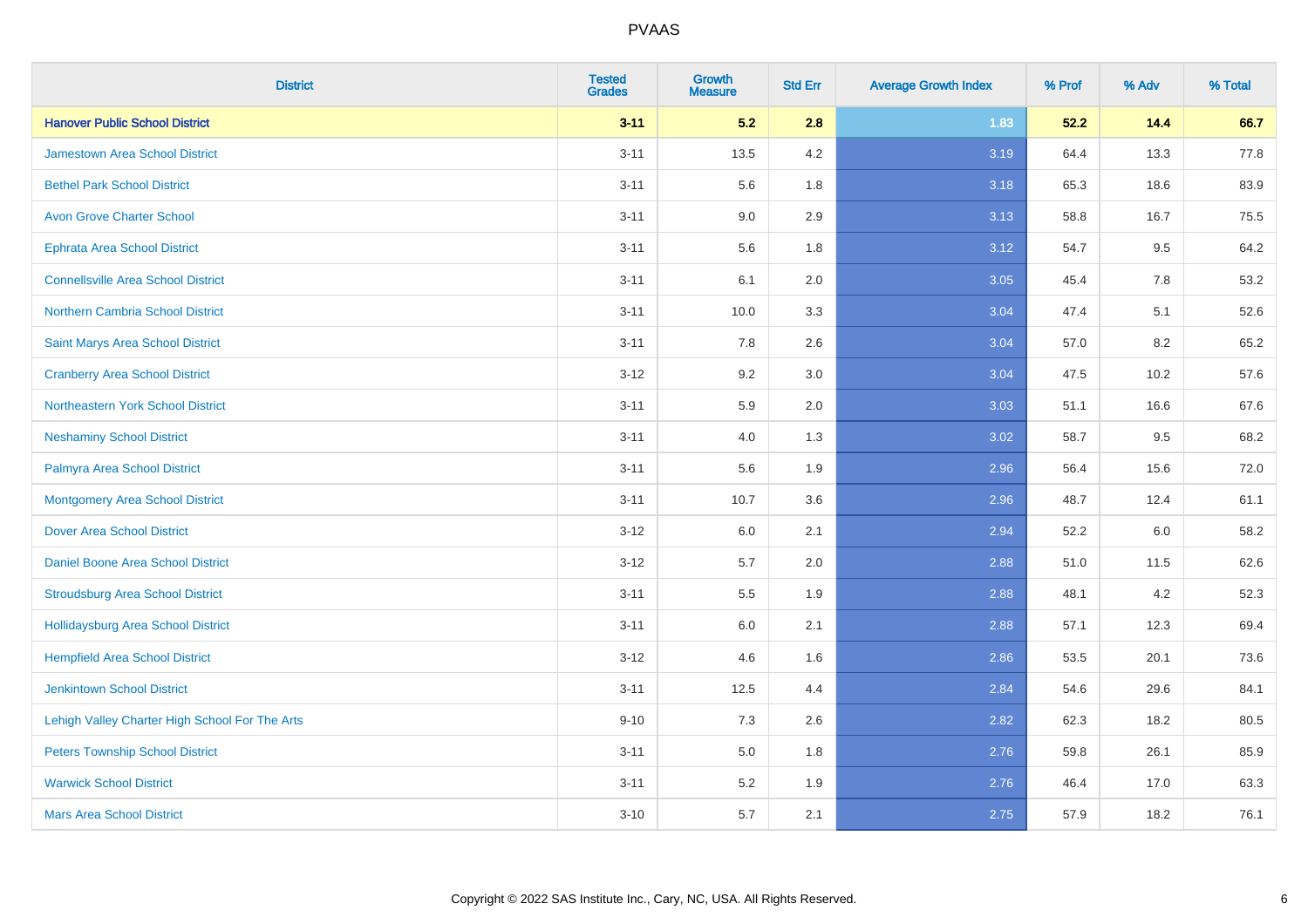# PVAAS

| District | Tested Grades | Growth Measure | Std Err | Average Growth Index | % Prof | % Adv | % Total |
|---|---|---|---|---|---|---|---|
| **Hanover Public School District** | **3-11** | **5.2** | **2.8** | **1.83** | **52.2** | **14.4** | **66.7** |
| Jamestown Area School District | 3-11 | 13.5 | 4.2 | 3.19 | 64.4 | 13.3 | 77.8 |
| Bethel Park School District | 3-11 | 5.6 | 1.8 | 3.18 | 65.3 | 18.6 | 83.9 |
| Avon Grove Charter School | 3-11 | 9.0 | 2.9 | 3.13 | 58.8 | 16.7 | 75.5 |
| Ephrata Area School District | 3-11 | 5.6 | 1.8 | 3.12 | 54.7 | 9.5 | 64.2 |
| Connellsville Area School District | 3-11 | 6.1 | 2.0 | 3.05 | 45.4 | 7.8 | 53.2 |
| Northern Cambria School District | 3-11 | 10.0 | 3.3 | 3.04 | 47.4 | 5.1 | 52.6 |
| Saint Marys Area School District | 3-11 | 7.8 | 2.6 | 3.04 | 57.0 | 8.2 | 65.2 |
| Cranberry Area School District | 3-12 | 9.2 | 3.0 | 3.04 | 47.5 | 10.2 | 57.6 |
| Northeastern York School District | 3-11 | 5.9 | 2.0 | 3.03 | 51.1 | 16.6 | 67.6 |
| Neshaminy School District | 3-11 | 4.0 | 1.3 | 3.02 | 58.7 | 9.5 | 68.2 |
| Palmyra Area School District | 3-11 | 5.6 | 1.9 | 2.96 | 56.4 | 15.6 | 72.0 |
| Montgomery Area School District | 3-11 | 10.7 | 3.6 | 2.96 | 48.7 | 12.4 | 61.1 |
| Dover Area School District | 3-12 | 6.0 | 2.1 | 2.94 | 52.2 | 6.0 | 58.2 |
| Daniel Boone Area School District | 3-12 | 5.7 | 2.0 | 2.88 | 51.0 | 11.5 | 62.6 |
| Stroudsburg Area School District | 3-11 | 5.5 | 1.9 | 2.88 | 48.1 | 4.2 | 52.3 |
| Hollidaysburg Area School District | 3-11 | 6.0 | 2.1 | 2.88 | 57.1 | 12.3 | 69.4 |
| Hempfield Area School District | 3-12 | 4.6 | 1.6 | 2.86 | 53.5 | 20.1 | 73.6 |
| Jenkintown School District | 3-11 | 12.5 | 4.4 | 2.84 | 54.6 | 29.6 | 84.1 |
| Lehigh Valley Charter High School For The Arts | 9-10 | 7.3 | 2.6 | 2.82 | 62.3 | 18.2 | 80.5 |
| Peters Township School District | 3-11 | 5.0 | 1.8 | 2.76 | 59.8 | 26.1 | 85.9 |
| Warwick School District | 3-11 | 5.2 | 1.9 | 2.76 | 46.4 | 17.0 | 63.3 |
| Mars Area School District | 3-10 | 5.7 | 2.1 | 2.75 | 57.9 | 18.2 | 76.1 |

Copyright © 2022 SAS Institute Inc., Cary, NC, USA. All Rights Reserved.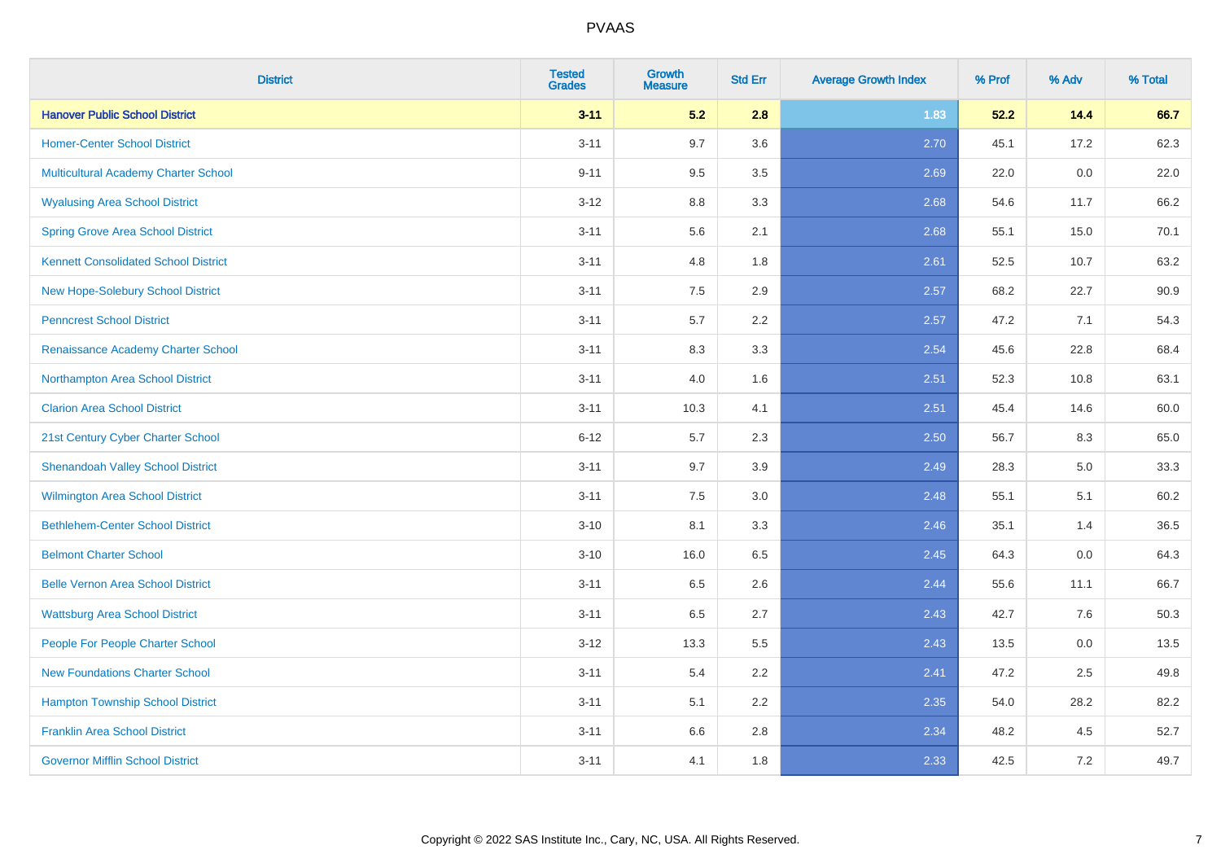# PVAAS

| District | Tested Grades | Growth Measure | Std Err | Average Growth Index | % Prof | % Adv | % Total |
|---|---|---|---|---|---|---|---|
| **Hanover Public School District** | **3-11** | **5.2** | **2.8** | **1.83** | **52.2** | **14.4** | **66.7** |
| Homer-Center School District | 3-11 | 9.7 | 3.6 | 2.70 | 45.1 | 17.2 | 62.3 |
| Multicultural Academy Charter School | 9-11 | 9.5 | 3.5 | 2.69 | 22.0 | 0.0 | 22.0 |
| Wyalusing Area School District | 3-12 | 8.8 | 3.3 | 2.68 | 54.6 | 11.7 | 66.2 |
| Spring Grove Area School District | 3-11 | 5.6 | 2.1 | 2.68 | 55.1 | 15.0 | 70.1 |
| Kennett Consolidated School District | 3-11 | 4.8 | 1.8 | 2.61 | 52.5 | 10.7 | 63.2 |
| New Hope-Solebury School District | 3-11 | 7.5 | 2.9 | 2.57 | 68.2 | 22.7 | 90.9 |
| Penncrest School District | 3-11 | 5.7 | 2.2 | 2.57 | 47.2 | 7.1 | 54.3 |
| Renaissance Academy Charter School | 3-11 | 8.3 | 3.3 | 2.54 | 45.6 | 22.8 | 68.4 |
| Northampton Area School District | 3-11 | 4.0 | 1.6 | 2.51 | 52.3 | 10.8 | 63.1 |
| Clarion Area School District | 3-11 | 10.3 | 4.1 | 2.51 | 45.4 | 14.6 | 60.0 |
| 21st Century Cyber Charter School | 6-12 | 5.7 | 2.3 | 2.50 | 56.7 | 8.3 | 65.0 |
| Shenandoah Valley School District | 3-11 | 9.7 | 3.9 | 2.49 | 28.3 | 5.0 | 33.3 |
| Wilmington Area School District | 3-11 | 7.5 | 3.0 | 2.48 | 55.1 | 5.1 | 60.2 |
| Bethlehem-Center School District | 3-10 | 8.1 | 3.3 | 2.46 | 35.1 | 1.4 | 36.5 |
| Belmont Charter School | 3-10 | 16.0 | 6.5 | 2.45 | 64.3 | 0.0 | 64.3 |
| Belle Vernon Area School District | 3-11 | 6.5 | 2.6 | 2.44 | 55.6 | 11.1 | 66.7 |
| Wattsburg Area School District | 3-11 | 6.5 | 2.7 | 2.43 | 42.7 | 7.6 | 50.3 |
| People For People Charter School | 3-12 | 13.3 | 5.5 | 2.43 | 13.5 | 0.0 | 13.5 |
| New Foundations Charter School | 3-11 | 5.4 | 2.2 | 2.41 | 47.2 | 2.5 | 49.8 |
| Hampton Township School District | 3-11 | 5.1 | 2.2 | 2.35 | 54.0 | 28.2 | 82.2 |
| Franklin Area School District | 3-11 | 6.6 | 2.8 | 2.34 | 48.2 | 4.5 | 52.7 |
| Governor Mifflin School District | 3-11 | 4.1 | 1.8 | 2.33 | 42.5 | 7.2 | 49.7 |

Copyright © 2022 SAS Institute Inc., Cary, NC, USA. All Rights Reserved.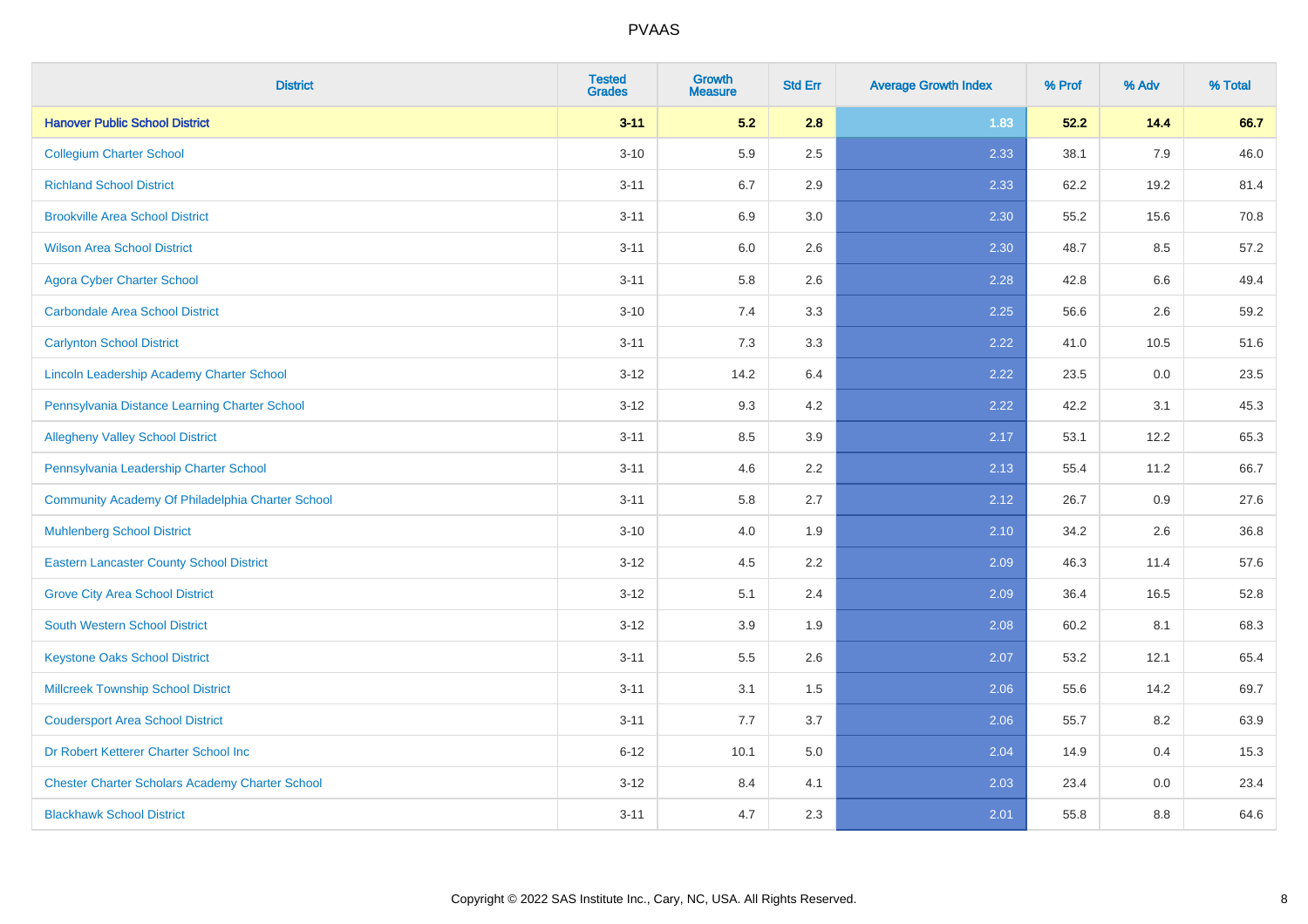| District | Tested Grades | Growth Measure | Std Err | Average Growth Index | % Prof | % Adv | % Total |
|---|---|---|---|---|---|---|---|
| **Hanover Public School District** | **3-11** | **5.2** | **2.8** | **1.83** | **52.2** | **14.4** | **66.7** |
| Collegium Charter School | 3-10 | 5.9 | 2.5 | 2.33 | 38.1 | 7.9 | 46.0 |
| Richland School District | 3-11 | 6.7 | 2.9 | 2.33 | 62.2 | 19.2 | 81.4 |
| Brookville Area School District | 3-11 | 6.9 | 3.0 | 2.30 | 55.2 | 15.6 | 70.8 |
| Wilson Area School District | 3-11 | 6.0 | 2.6 | 2.30 | 48.7 | 8.5 | 57.2 |
| Agora Cyber Charter School | 3-11 | 5.8 | 2.6 | 2.28 | 42.8 | 6.6 | 49.4 |
| Carbondale Area School District | 3-10 | 7.4 | 3.3 | 2.25 | 56.6 | 2.6 | 59.2 |
| Carlynton School District | 3-11 | 7.3 | 3.3 | 2.22 | 41.0 | 10.5 | 51.6 |
| Lincoln Leadership Academy Charter School | 3-12 | 14.2 | 6.4 | 2.22 | 23.5 | 0.0 | 23.5 |
| Pennsylvania Distance Learning Charter School | 3-12 | 9.3 | 4.2 | 2.22 | 42.2 | 3.1 | 45.3 |
| Allegheny Valley School District | 3-11 | 8.5 | 3.9 | 2.17 | 53.1 | 12.2 | 65.3 |
| Pennsylvania Leadership Charter School | 3-11 | 4.6 | 2.2 | 2.13 | 55.4 | 11.2 | 66.7 |
| Community Academy Of Philadelphia Charter School | 3-11 | 5.8 | 2.7 | 2.12 | 26.7 | 0.9 | 27.6 |
| Muhlenberg School District | 3-10 | 4.0 | 1.9 | 2.10 | 34.2 | 2.6 | 36.8 |
| Eastern Lancaster County School District | 3-12 | 4.5 | 2.2 | 2.09 | 46.3 | 11.4 | 57.6 |
| Grove City Area School District | 3-12 | 5.1 | 2.4 | 2.09 | 36.4 | 16.5 | 52.8 |
| South Western School District | 3-12 | 3.9 | 1.9 | 2.08 | 60.2 | 8.1 | 68.3 |
| Keystone Oaks School District | 3-11 | 5.5 | 2.6 | 2.07 | 53.2 | 12.1 | 65.4 |
| Millcreek Township School District | 3-11 | 3.1 | 1.5 | 2.06 | 55.6 | 14.2 | 69.7 |
| Coudersport Area School District | 3-11 | 7.7 | 3.7 | 2.06 | 55.7 | 8.2 | 63.9 |
| Dr Robert Ketterer Charter School Inc | 6-12 | 10.1 | 5.0 | 2.04 | 14.9 | 0.4 | 15.3 |
| Chester Charter Scholars Academy Charter School | 3-12 | 8.4 | 4.1 | 2.03 | 23.4 | 0.0 | 23.4 |
| Blackhawk School District | 3-11 | 4.7 | 2.3 | 2.01 | 55.8 | 8.8 | 64.6 |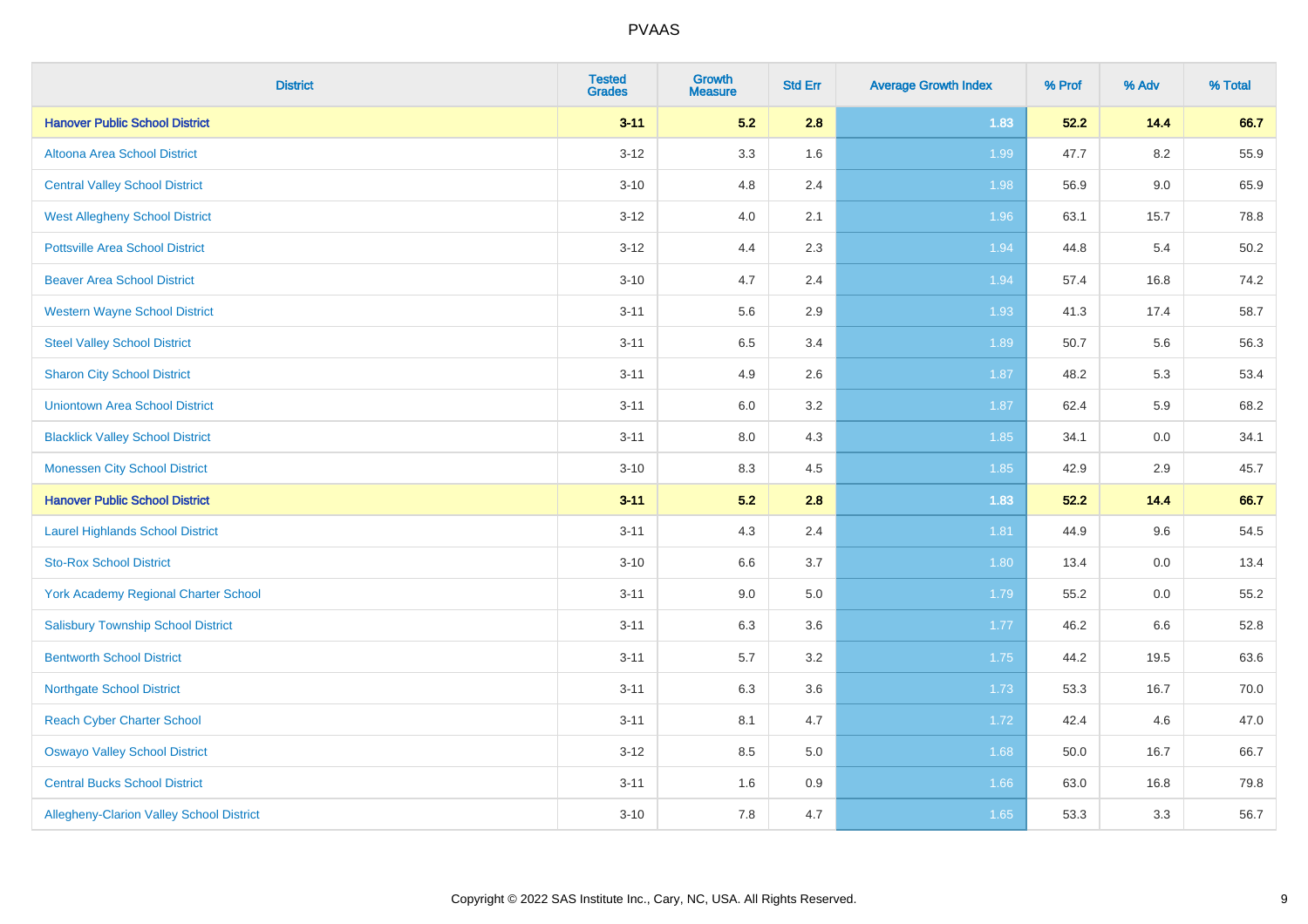| District | Tested Grades | Growth Measure | Std Err | Average Growth Index | % Prof | % Adv | % Total |
|---|---|---|---|---|---|---|---|
| **Hanover Public School District** | **3-11** | **5.2** | **2.8** | **1.83** | **52.2** | **14.4** | **66.7** |
| Altoona Area School District | 3-12 | 3.3 | 1.6 | 1.99 | 47.7 | 8.2 | 55.9 |
| Central Valley School District | 3-10 | 4.8 | 2.4 | 1.98 | 56.9 | 9.0 | 65.9 |
| West Allegheny School District | 3-12 | 4.0 | 2.1 | 1.96 | 63.1 | 15.7 | 78.8 |
| Pottsville Area School District | 3-12 | 4.4 | 2.3 | 1.94 | 44.8 | 5.4 | 50.2 |
| Beaver Area School District | 3-10 | 4.7 | 2.4 | 1.94 | 57.4 | 16.8 | 74.2 |
| Western Wayne School District | 3-11 | 5.6 | 2.9 | 1.93 | 41.3 | 17.4 | 58.7 |
| Steel Valley School District | 3-11 | 6.5 | 3.4 | 1.89 | 50.7 | 5.6 | 56.3 |
| Sharon City School District | 3-11 | 4.9 | 2.6 | 1.87 | 48.2 | 5.3 | 53.4 |
| Uniontown Area School District | 3-11 | 6.0 | 3.2 | 1.87 | 62.4 | 5.9 | 68.2 |
| Blacklick Valley School District | 3-11 | 8.0 | 4.3 | 1.85 | 34.1 | 0.0 | 34.1 |
| Monessen City School District | 3-10 | 8.3 | 4.5 | 1.85 | 42.9 | 2.9 | 45.7 |
| **Hanover Public School District** | **3-11** | **5.2** | **2.8** | **1.83** | **52.2** | **14.4** | **66.7** |
| Laurel Highlands School District | 3-11 | 4.3 | 2.4 | 1.81 | 44.9 | 9.6 | 54.5 |
| Sto-Rox School District | 3-10 | 6.6 | 3.7 | 1.80 | 13.4 | 0.0 | 13.4 |
| York Academy Regional Charter School | 3-11 | 9.0 | 5.0 | 1.79 | 55.2 | 0.0 | 55.2 |
| Salisbury Township School District | 3-11 | 6.3 | 3.6 | 1.77 | 46.2 | 6.6 | 52.8 |
| Bentworth School District | 3-11 | 5.7 | 3.2 | 1.75 | 44.2 | 19.5 | 63.6 |
| Northgate School District | 3-11 | 6.3 | 3.6 | 1.73 | 53.3 | 16.7 | 70.0 |
| Reach Cyber Charter School | 3-11 | 8.1 | 4.7 | 1.72 | 42.4 | 4.6 | 47.0 |
| Oswayo Valley School District | 3-12 | 8.5 | 5.0 | 1.68 | 50.0 | 16.7 | 66.7 |
| Central Bucks School District | 3-11 | 1.6 | 0.9 | 1.66 | 63.0 | 16.8 | 79.8 |
| Allegheny-Clarion Valley School District | 3-10 | 7.8 | 4.7 | 1.65 | 53.3 | 3.3 | 56.7 |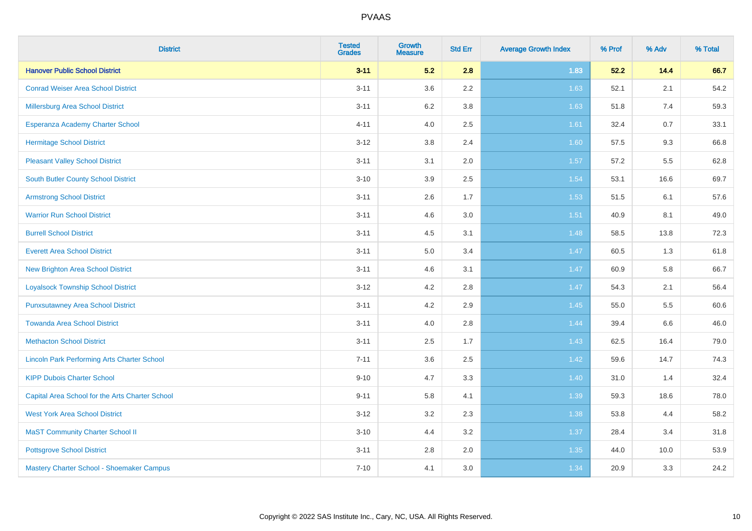| District | Tested Grades | Growth Measure | Std Err | Average Growth Index | % Prof | % Adv | % Total |
|---|---|---|---|---|---|---|---|
| **Hanover Public School District** | **3-11** | **5.2** | **2.8** | **1.83** | **52.2** | **14.4** | **66.7** |
| Conrad Weiser Area School District | 3-11 | 3.6 | 2.2 | 1.63 | 52.1 | 2.1 | 54.2 |
| Millersburg Area School District | 3-11 | 6.2 | 3.8 | 1.63 | 51.8 | 7.4 | 59.3 |
| Esperanza Academy Charter School | 4-11 | 4.0 | 2.5 | 1.61 | 32.4 | 0.7 | 33.1 |
| Hermitage School District | 3-12 | 3.8 | 2.4 | 1.60 | 57.5 | 9.3 | 66.8 |
| Pleasant Valley School District | 3-11 | 3.1 | 2.0 | 1.57 | 57.2 | 5.5 | 62.8 |
| South Butler County School District | 3-10 | 3.9 | 2.5 | 1.54 | 53.1 | 16.6 | 69.7 |
| Armstrong School District | 3-11 | 2.6 | 1.7 | 1.53 | 51.5 | 6.1 | 57.6 |
| Warrior Run School District | 3-11 | 4.6 | 3.0 | 1.51 | 40.9 | 8.1 | 49.0 |
| Burrell School District | 3-11 | 4.5 | 3.1 | 1.48 | 58.5 | 13.8 | 72.3 |
| Everett Area School District | 3-11 | 5.0 | 3.4 | 1.47 | 60.5 | 1.3 | 61.8 |
| New Brighton Area School District | 3-11 | 4.6 | 3.1 | 1.47 | 60.9 | 5.8 | 66.7 |
| Loyalsock Township School District | 3-12 | 4.2 | 2.8 | 1.47 | 54.3 | 2.1 | 56.4 |
| Punxsutawney Area School District | 3-11 | 4.2 | 2.9 | 1.45 | 55.0 | 5.5 | 60.6 |
| Towanda Area School District | 3-11 | 4.0 | 2.8 | 1.44 | 39.4 | 6.6 | 46.0 |
| Methacton School District | 3-11 | 2.5 | 1.7 | 1.43 | 62.5 | 16.4 | 79.0 |
| Lincoln Park Performing Arts Charter School | 7-11 | 3.6 | 2.5 | 1.42 | 59.6 | 14.7 | 74.3 |
| KIPP Dubois Charter School | 9-10 | 4.7 | 3.3 | 1.40 | 31.0 | 1.4 | 32.4 |
| Capital Area School for the Arts Charter School | 9-11 | 5.8 | 4.1 | 1.39 | 59.3 | 18.6 | 78.0 |
| West York Area School District | 3-12 | 3.2 | 2.3 | 1.38 | 53.8 | 4.4 | 58.2 |
| MaST Community Charter School II | 3-10 | 4.4 | 3.2 | 1.37 | 28.4 | 3.4 | 31.8 |
| Pottsgrove School District | 3-11 | 2.8 | 2.0 | 1.35 | 44.0 | 10.0 | 53.9 |
| Mastery Charter School - Shoemaker Campus | 7-10 | 4.1 | 3.0 | 1.34 | 20.9 | 3.3 | 24.2 |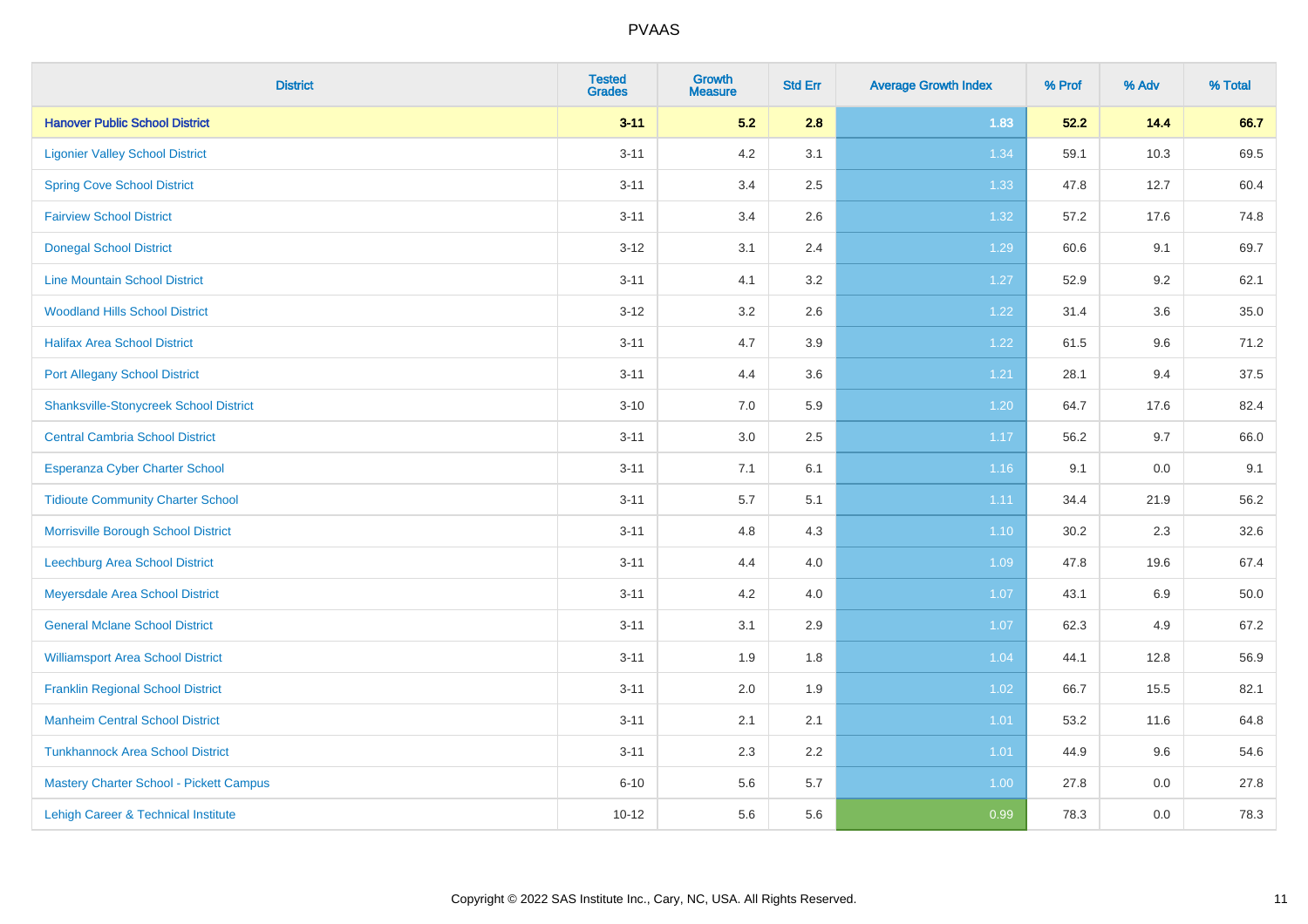| District | Tested Grades | Growth Measure | Std Err | Average Growth Index | % Prof | % Adv | % Total |
|---|---|---|---|---|---|---|---|
| **Hanover Public School District** | **3-11** | **5.2** | **2.8** | **1.83** | **52.2** | **14.4** | **66.7** |
| Ligonier Valley School District | 3-11 | 4.2 | 3.1 | 1.34 | 59.1 | 10.3 | 69.5 |
| Spring Cove School District | 3-11 | 3.4 | 2.5 | 1.33 | 47.8 | 12.7 | 60.4 |
| Fairview School District | 3-11 | 3.4 | 2.6 | 1.32 | 57.2 | 17.6 | 74.8 |
| Donegal School District | 3-12 | 3.1 | 2.4 | 1.29 | 60.6 | 9.1 | 69.7 |
| Line Mountain School District | 3-11 | 4.1 | 3.2 | 1.27 | 52.9 | 9.2 | 62.1 |
| Woodland Hills School District | 3-12 | 3.2 | 2.6 | 1.22 | 31.4 | 3.6 | 35.0 |
| Halifax Area School District | 3-11 | 4.7 | 3.9 | 1.22 | 61.5 | 9.6 | 71.2 |
| Port Allegany School District | 3-11 | 4.4 | 3.6 | 1.21 | 28.1 | 9.4 | 37.5 |
| Shanksville-Stonycreek School District | 3-10 | 7.0 | 5.9 | 1.20 | 64.7 | 17.6 | 82.4 |
| Central Cambria School District | 3-11 | 3.0 | 2.5 | 1.17 | 56.2 | 9.7 | 66.0 |
| Esperanza Cyber Charter School | 3-11 | 7.1 | 6.1 | 1.16 | 9.1 | 0.0 | 9.1 |
| Tidioute Community Charter School | 3-11 | 5.7 | 5.1 | 1.11 | 34.4 | 21.9 | 56.2 |
| Morrisville Borough School District | 3-11 | 4.8 | 4.3 | 1.10 | 30.2 | 2.3 | 32.6 |
| Leechburg Area School District | 3-11 | 4.4 | 4.0 | 1.09 | 47.8 | 19.6 | 67.4 |
| Meyersdale Area School District | 3-11 | 4.2 | 4.0 | 1.07 | 43.1 | 6.9 | 50.0 |
| General Mclane School District | 3-11 | 3.1 | 2.9 | 1.07 | 62.3 | 4.9 | 67.2 |
| Williamsport Area School District | 3-11 | 1.9 | 1.8 | 1.04 | 44.1 | 12.8 | 56.9 |
| Franklin Regional School District | 3-11 | 2.0 | 1.9 | 1.02 | 66.7 | 15.5 | 82.1 |
| Manheim Central School District | 3-11 | 2.1 | 2.1 | 1.01 | 53.2 | 11.6 | 64.8 |
| Tunkhannock Area School District | 3-11 | 2.3 | 2.2 | 1.01 | 44.9 | 9.6 | 54.6 |
| Mastery Charter School - Pickett Campus | 6-10 | 5.6 | 5.7 | 1.00 | 27.8 | 0.0 | 27.8 |
| Lehigh Career & Technical Institute | 10-12 | 5.6 | 5.6 | 0.99 | 78.3 | 0.0 | 78.3 |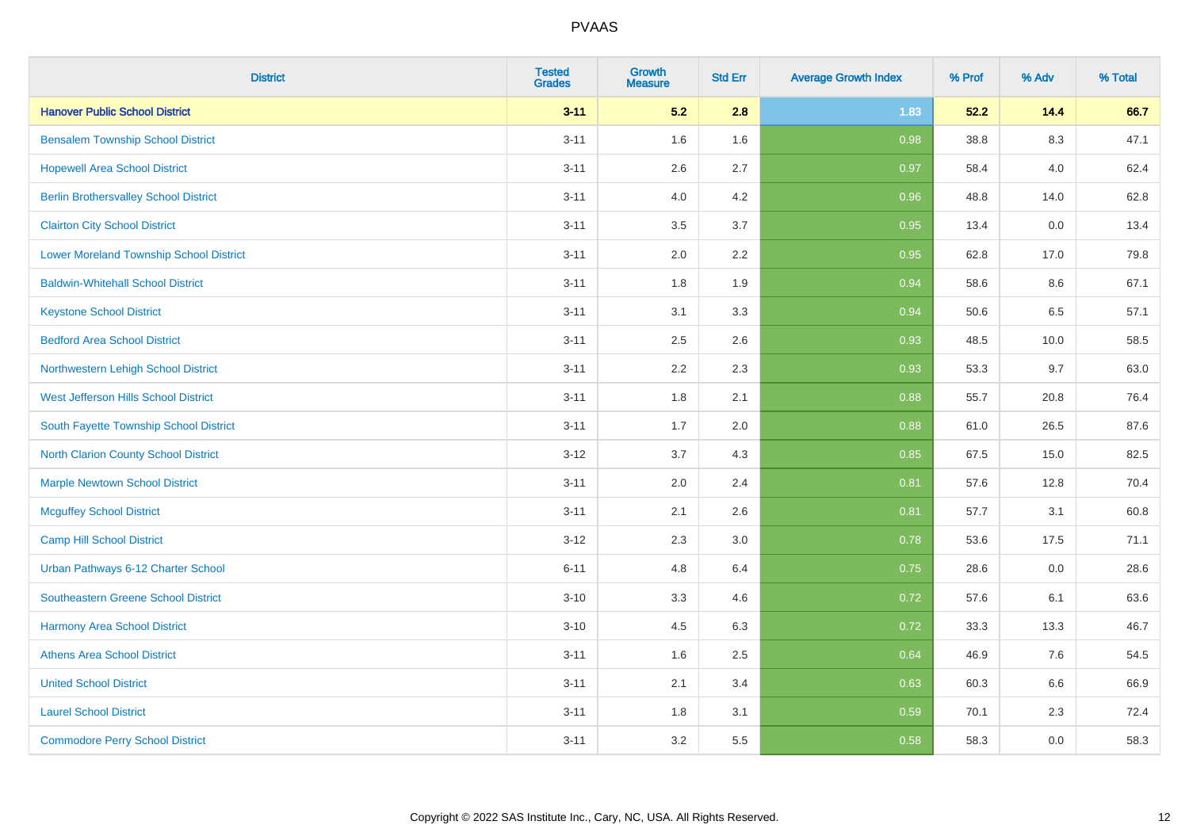# PVAAS

| District | Tested Grades | Growth Measure | Std Err | Average Growth Index | % Prof | % Adv | % Total |
|---|---|---|---|---|---|---|---|
| **Hanover Public School District** | **3-11** | **5.2** | **2.8** | **1.83** | **52.2** | **14.4** | **66.7** |
| Bensalem Township School District | 3-11 | 1.6 | 1.6 | 0.98 | 38.8 | 8.3 | 47.1 |
| Hopewell Area School District | 3-11 | 2.6 | 2.7 | 0.97 | 58.4 | 4.0 | 62.4 |
| Berlin Brothersvalley School District | 3-11 | 4.0 | 4.2 | 0.96 | 48.8 | 14.0 | 62.8 |
| Clairton City School District | 3-11 | 3.5 | 3.7 | 0.95 | 13.4 | 0.0 | 13.4 |
| Lower Moreland Township School District | 3-11 | 2.0 | 2.2 | 0.95 | 62.8 | 17.0 | 79.8 |
| Baldwin-Whitehall School District | 3-11 | 1.8 | 1.9 | 0.94 | 58.6 | 8.6 | 67.1 |
| Keystone School District | 3-11 | 3.1 | 3.3 | 0.94 | 50.6 | 6.5 | 57.1 |
| Bedford Area School District | 3-11 | 2.5 | 2.6 | 0.93 | 48.5 | 10.0 | 58.5 |
| Northwestern Lehigh School District | 3-11 | 2.2 | 2.3 | 0.93 | 53.3 | 9.7 | 63.0 |
| West Jefferson Hills School District | 3-11 | 1.8 | 2.1 | 0.88 | 55.7 | 20.8 | 76.4 |
| South Fayette Township School District | 3-11 | 1.7 | 2.0 | 0.88 | 61.0 | 26.5 | 87.6 |
| North Clarion County School District | 3-12 | 3.7 | 4.3 | 0.85 | 67.5 | 15.0 | 82.5 |
| Marple Newtown School District | 3-11 | 2.0 | 2.4 | 0.81 | 57.6 | 12.8 | 70.4 |
| Mcguffey School District | 3-11 | 2.1 | 2.6 | 0.81 | 57.7 | 3.1 | 60.8 |
| Camp Hill School District | 3-12 | 2.3 | 3.0 | 0.78 | 53.6 | 17.5 | 71.1 |
| Urban Pathways 6-12 Charter School | 6-11 | 4.8 | 6.4 | 0.75 | 28.6 | 0.0 | 28.6 |
| Southeastern Greene School District | 3-10 | 3.3 | 4.6 | 0.72 | 57.6 | 6.1 | 63.6 |
| Harmony Area School District | 3-10 | 4.5 | 6.3 | 0.72 | 33.3 | 13.3 | 46.7 |
| Athens Area School District | 3-11 | 1.6 | 2.5 | 0.64 | 46.9 | 7.6 | 54.5 |
| United School District | 3-11 | 2.1 | 3.4 | 0.63 | 60.3 | 6.6 | 66.9 |
| Laurel School District | 3-11 | 1.8 | 3.1 | 0.59 | 70.1 | 2.3 | 72.4 |
| Commodore Perry School District | 3-11 | 3.2 | 5.5 | 0.58 | 58.3 | 0.0 | 58.3 |

Copyright © 2022 SAS Institute Inc., Cary, NC, USA. All Rights Reserved.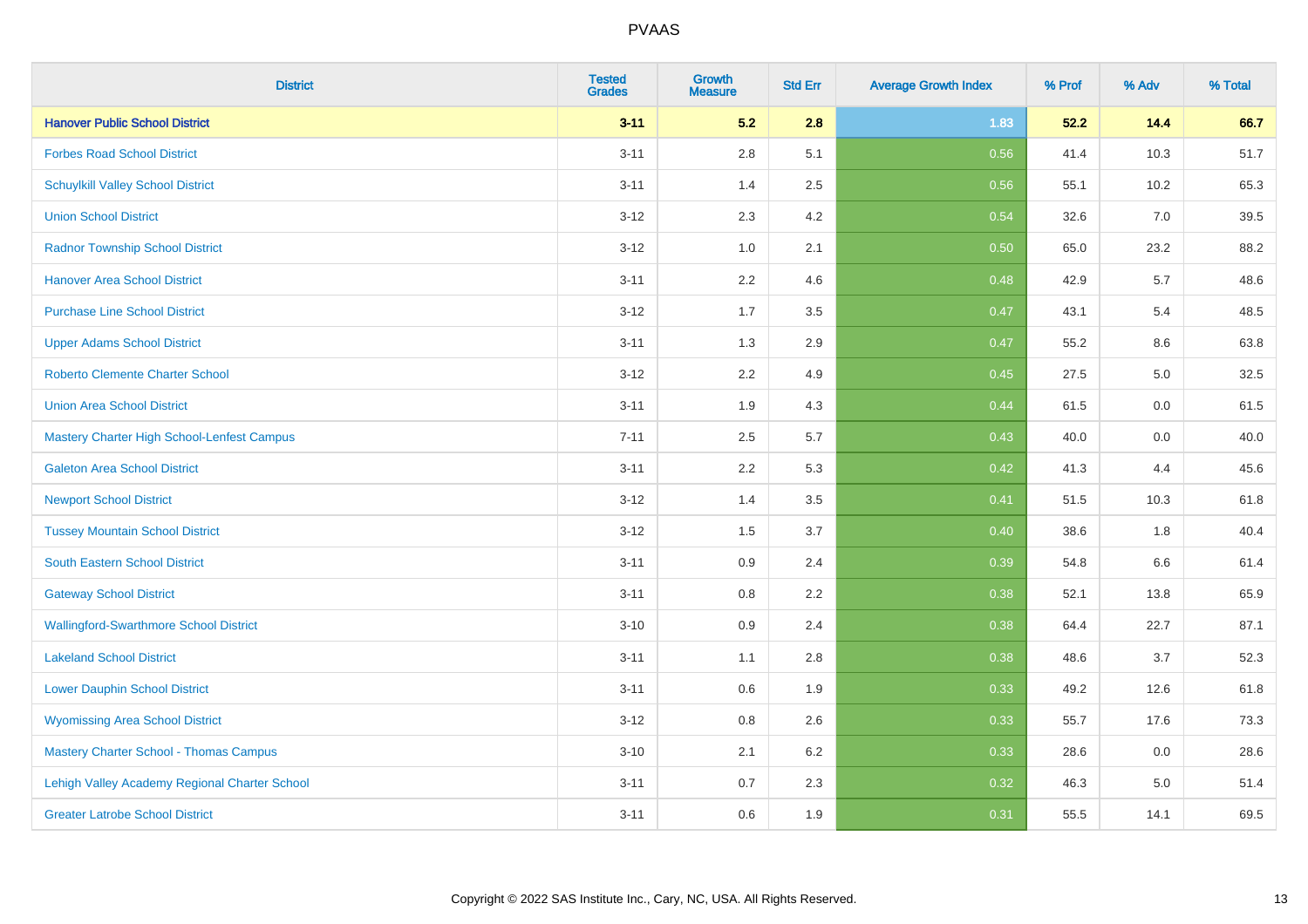| District | Tested Grades | Growth Measure | Std Err | Average Growth Index | % Prof | % Adv | % Total |
|---|---|---|---|---|---|---|---|
| **Hanover Public School District** | **3-11** | **5.2** | **2.8** | **1.83** | **52.2** | **14.4** | **66.7** |
| Forbes Road School District | 3-11 | 2.8 | 5.1 | 0.56 | 41.4 | 10.3 | 51.7 |
| Schuylkill Valley School District | 3-11 | 1.4 | 2.5 | 0.56 | 55.1 | 10.2 | 65.3 |
| Union School District | 3-12 | 2.3 | 4.2 | 0.54 | 32.6 | 7.0 | 39.5 |
| Radnor Township School District | 3-12 | 1.0 | 2.1 | 0.50 | 65.0 | 23.2 | 88.2 |
| Hanover Area School District | 3-11 | 2.2 | 4.6 | 0.48 | 42.9 | 5.7 | 48.6 |
| Purchase Line School District | 3-12 | 1.7 | 3.5 | 0.47 | 43.1 | 5.4 | 48.5 |
| Upper Adams School District | 3-11 | 1.3 | 2.9 | 0.47 | 55.2 | 8.6 | 63.8 |
| Roberto Clemente Charter School | 3-12 | 2.2 | 4.9 | 0.45 | 27.5 | 5.0 | 32.5 |
| Union Area School District | 3-11 | 1.9 | 4.3 | 0.44 | 61.5 | 0.0 | 61.5 |
| Mastery Charter High School-Lenfest Campus | 7-11 | 2.5 | 5.7 | 0.43 | 40.0 | 0.0 | 40.0 |
| Galeton Area School District | 3-11 | 2.2 | 5.3 | 0.42 | 41.3 | 4.4 | 45.6 |
| Newport School District | 3-12 | 1.4 | 3.5 | 0.41 | 51.5 | 10.3 | 61.8 |
| Tussey Mountain School District | 3-12 | 1.5 | 3.7 | 0.40 | 38.6 | 1.8 | 40.4 |
| South Eastern School District | 3-11 | 0.9 | 2.4 | 0.39 | 54.8 | 6.6 | 61.4 |
| Gateway School District | 3-11 | 0.8 | 2.2 | 0.38 | 52.1 | 13.8 | 65.9 |
| Wallingford-Swarthmore School District | 3-10 | 0.9 | 2.4 | 0.38 | 64.4 | 22.7 | 87.1 |
| Lakeland School District | 3-11 | 1.1 | 2.8 | 0.38 | 48.6 | 3.7 | 52.3 |
| Lower Dauphin School District | 3-11 | 0.6 | 1.9 | 0.33 | 49.2 | 12.6 | 61.8 |
| Wyomissing Area School District | 3-12 | 0.8 | 2.6 | 0.33 | 55.7 | 17.6 | 73.3 |
| Mastery Charter School - Thomas Campus | 3-10 | 2.1 | 6.2 | 0.33 | 28.6 | 0.0 | 28.6 |
| Lehigh Valley Academy Regional Charter School | 3-11 | 0.7 | 2.3 | 0.32 | 46.3 | 5.0 | 51.4 |
| Greater Latrobe School District | 3-11 | 0.6 | 1.9 | 0.31 | 55.5 | 14.1 | 69.5 |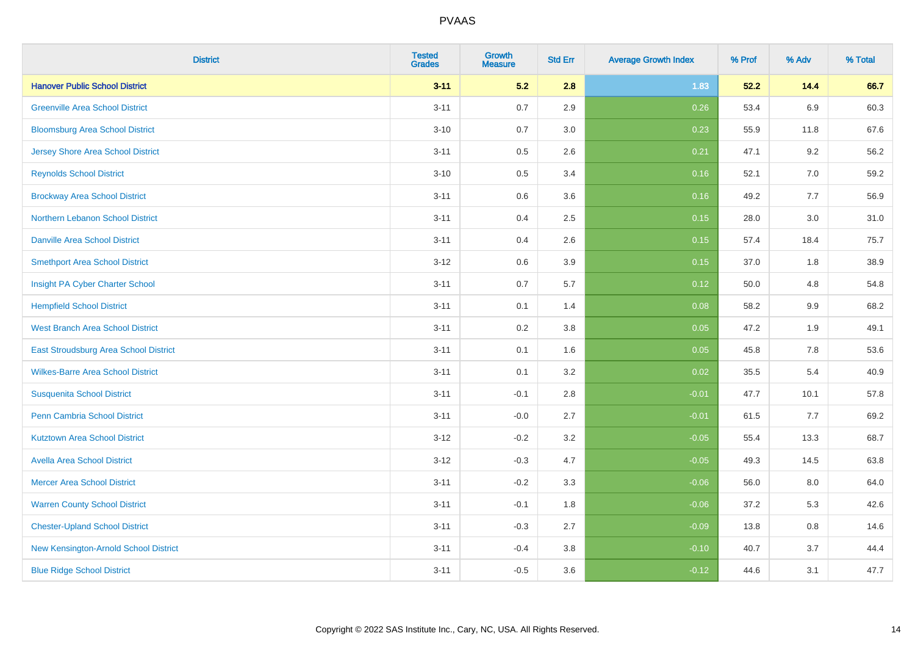| District | Tested Grades | Growth Measure | Std Err | Average Growth Index | % Prof | % Adv | % Total |
|---|---|---|---|---|---|---|---|
| **Hanover Public School District** | **3-11** | **5.2** | **2.8** | **1.83** | **52.2** | **14.4** | **66.7** |
| Greenville Area School District | 3-11 | 0.7 | 2.9 | 0.26 | 53.4 | 6.9 | 60.3 |
| Bloomsburg Area School District | 3-10 | 0.7 | 3.0 | 0.23 | 55.9 | 11.8 | 67.6 |
| Jersey Shore Area School District | 3-11 | 0.5 | 2.6 | 0.21 | 47.1 | 9.2 | 56.2 |
| Reynolds School District | 3-10 | 0.5 | 3.4 | 0.16 | 52.1 | 7.0 | 59.2 |
| Brockway Area School District | 3-11 | 0.6 | 3.6 | 0.16 | 49.2 | 7.7 | 56.9 |
| Northern Lebanon School District | 3-11 | 0.4 | 2.5 | 0.15 | 28.0 | 3.0 | 31.0 |
| Danville Area School District | 3-11 | 0.4 | 2.6 | 0.15 | 57.4 | 18.4 | 75.7 |
| Smethport Area School District | 3-12 | 0.6 | 3.9 | 0.15 | 37.0 | 1.8 | 38.9 |
| Insight PA Cyber Charter School | 3-11 | 0.7 | 5.7 | 0.12 | 50.0 | 4.8 | 54.8 |
| Hempfield School District | 3-11 | 0.1 | 1.4 | 0.08 | 58.2 | 9.9 | 68.2 |
| West Branch Area School District | 3-11 | 0.2 | 3.8 | 0.05 | 47.2 | 1.9 | 49.1 |
| East Stroudsburg Area School District | 3-11 | 0.1 | 1.6 | 0.05 | 45.8 | 7.8 | 53.6 |
| Wilkes-Barre Area School District | 3-11 | 0.1 | 3.2 | 0.02 | 35.5 | 5.4 | 40.9 |
| Susquenita School District | 3-11 | -0.1 | 2.8 | -0.01 | 47.7 | 10.1 | 57.8 |
| Penn Cambria School District | 3-11 | -0.0 | 2.7 | -0.01 | 61.5 | 7.7 | 69.2 |
| Kutztown Area School District | 3-12 | -0.2 | 3.2 | -0.05 | 55.4 | 13.3 | 68.7 |
| Avella Area School District | 3-12 | -0.3 | 4.7 | -0.05 | 49.3 | 14.5 | 63.8 |
| Mercer Area School District | 3-11 | -0.2 | 3.3 | -0.06 | 56.0 | 8.0 | 64.0 |
| Warren County School District | 3-11 | -0.1 | 1.8 | -0.06 | 37.2 | 5.3 | 42.6 |
| Chester-Upland School District | 3-11 | -0.3 | 2.7 | -0.09 | 13.8 | 0.8 | 14.6 |
| New Kensington-Arnold School District | 3-11 | -0.4 | 3.8 | -0.10 | 40.7 | 3.7 | 44.4 |
| Blue Ridge School District | 3-11 | -0.5 | 3.6 | -0.12 | 44.6 | 3.1 | 47.7 |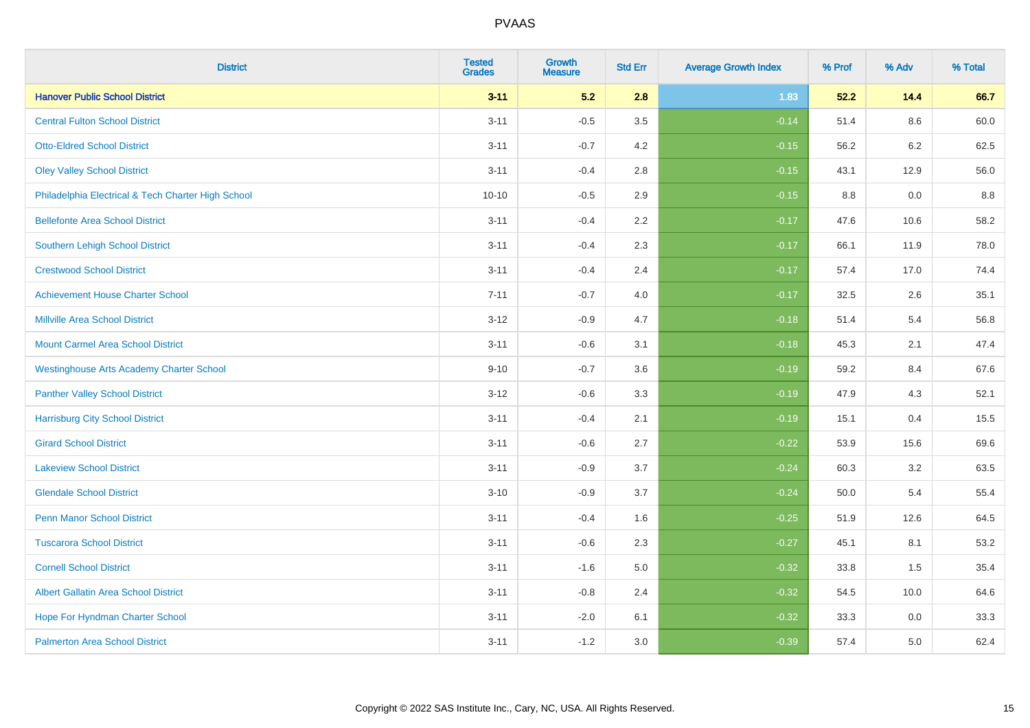| District | Tested Grades | Growth Measure | Std Err | Average Growth Index | % Prof | % Adv | % Total |
|---|---|---|---|---|---|---|---|
| **Hanover Public School District** | **3-11** | **5.2** | **2.8** | **1.83** | **52.2** | **14.4** | **66.7** |
| Central Fulton School District | 3-11 | -0.5 | 3.5 | -0.14 | 51.4 | 8.6 | 60.0 |
| Otto-Eldred School District | 3-11 | -0.7 | 4.2 | -0.15 | 56.2 | 6.2 | 62.5 |
| Oley Valley School District | 3-11 | -0.4 | 2.8 | -0.15 | 43.1 | 12.9 | 56.0 |
| Philadelphia Electrical & Tech Charter High School | 10-10 | -0.5 | 2.9 | -0.15 | 8.8 | 0.0 | 8.8 |
| Bellefonte Area School District | 3-11 | -0.4 | 2.2 | -0.17 | 47.6 | 10.6 | 58.2 |
| Southern Lehigh School District | 3-11 | -0.4 | 2.3 | -0.17 | 66.1 | 11.9 | 78.0 |
| Crestwood School District | 3-11 | -0.4 | 2.4 | -0.17 | 57.4 | 17.0 | 74.4 |
| Achievement House Charter School | 7-11 | -0.7 | 4.0 | -0.17 | 32.5 | 2.6 | 35.1 |
| Millville Area School District | 3-12 | -0.9 | 4.7 | -0.18 | 51.4 | 5.4 | 56.8 |
| Mount Carmel Area School District | 3-11 | -0.6 | 3.1 | -0.18 | 45.3 | 2.1 | 47.4 |
| Westinghouse Arts Academy Charter School | 9-10 | -0.7 | 3.6 | -0.19 | 59.2 | 8.4 | 67.6 |
| Panther Valley School District | 3-12 | -0.6 | 3.3 | -0.19 | 47.9 | 4.3 | 52.1 |
| Harrisburg City School District | 3-11 | -0.4 | 2.1 | -0.19 | 15.1 | 0.4 | 15.5 |
| Girard School District | 3-11 | -0.6 | 2.7 | -0.22 | 53.9 | 15.6 | 69.6 |
| Lakeview School District | 3-11 | -0.9 | 3.7 | -0.24 | 60.3 | 3.2 | 63.5 |
| Glendale School District | 3-10 | -0.9 | 3.7 | -0.24 | 50.0 | 5.4 | 55.4 |
| Penn Manor School District | 3-11 | -0.4 | 1.6 | -0.25 | 51.9 | 12.6 | 64.5 |
| Tuscarora School District | 3-11 | -0.6 | 2.3 | -0.27 | 45.1 | 8.1 | 53.2 |
| Cornell School District | 3-11 | -1.6 | 5.0 | -0.32 | 33.8 | 1.5 | 35.4 |
| Albert Gallatin Area School District | 3-11 | -0.8 | 2.4 | -0.32 | 54.5 | 10.0 | 64.6 |
| Hope For Hyndman Charter School | 3-11 | -2.0 | 6.1 | -0.32 | 33.3 | 0.0 | 33.3 |
| Palmerton Area School District | 3-11 | -1.2 | 3.0 | -0.39 | 57.4 | 5.0 | 62.4 |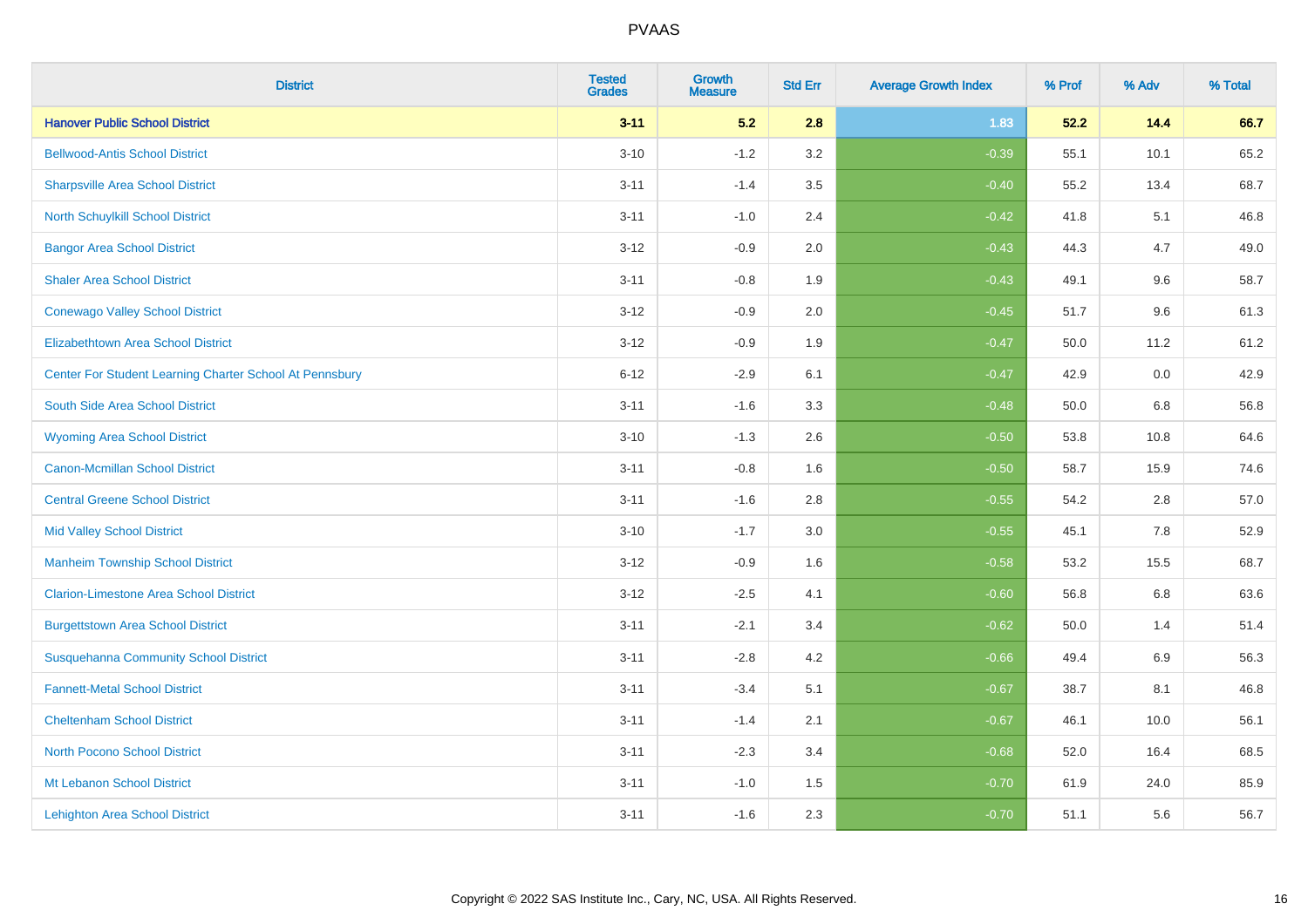# PVAAS

| District | Tested Grades | Growth Measure | Std Err | Average Growth Index | % Prof | % Adv | % Total |
|---|---|---|---|---|---|---|---|
| **Hanover Public School District** | **3-11** | **5.2** | **2.8** | **1.83** | **52.2** | **14.4** | **66.7** |
| Bellwood-Antis School District | 3-10 | -1.2 | 3.2 | -0.39 | 55.1 | 10.1 | 65.2 |
| Sharpsville Area School District | 3-11 | -1.4 | 3.5 | -0.40 | 55.2 | 13.4 | 68.7 |
| North Schuylkill School District | 3-11 | -1.0 | 2.4 | -0.42 | 41.8 | 5.1 | 46.8 |
| Bangor Area School District | 3-12 | -0.9 | 2.0 | -0.43 | 44.3 | 4.7 | 49.0 |
| Shaler Area School District | 3-11 | -0.8 | 1.9 | -0.43 | 49.1 | 9.6 | 58.7 |
| Conewago Valley School District | 3-12 | -0.9 | 2.0 | -0.45 | 51.7 | 9.6 | 61.3 |
| Elizabethtown Area School District | 3-12 | -0.9 | 1.9 | -0.47 | 50.0 | 11.2 | 61.2 |
| Center For Student Learning Charter School At Pennsbury | 6-12 | -2.9 | 6.1 | -0.47 | 42.9 | 0.0 | 42.9 |
| South Side Area School District | 3-11 | -1.6 | 3.3 | -0.48 | 50.0 | 6.8 | 56.8 |
| Wyoming Area School District | 3-10 | -1.3 | 2.6 | -0.50 | 53.8 | 10.8 | 64.6 |
| Canon-Mcmillan School District | 3-11 | -0.8 | 1.6 | -0.50 | 58.7 | 15.9 | 74.6 |
| Central Greene School District | 3-11 | -1.6 | 2.8 | -0.55 | 54.2 | 2.8 | 57.0 |
| Mid Valley School District | 3-10 | -1.7 | 3.0 | -0.55 | 45.1 | 7.8 | 52.9 |
| Manheim Township School District | 3-12 | -0.9 | 1.6 | -0.58 | 53.2 | 15.5 | 68.7 |
| Clarion-Limestone Area School District | 3-12 | -2.5 | 4.1 | -0.60 | 56.8 | 6.8 | 63.6 |
| Burgettstown Area School District | 3-11 | -2.1 | 3.4 | -0.62 | 50.0 | 1.4 | 51.4 |
| Susquehanna Community School District | 3-11 | -2.8 | 4.2 | -0.66 | 49.4 | 6.9 | 56.3 |
| Fannett-Metal School District | 3-11 | -3.4 | 5.1 | -0.67 | 38.7 | 8.1 | 46.8 |
| Cheltenham School District | 3-11 | -1.4 | 2.1 | -0.67 | 46.1 | 10.0 | 56.1 |
| North Pocono School District | 3-11 | -2.3 | 3.4 | -0.68 | 52.0 | 16.4 | 68.5 |
| Mt Lebanon School District | 3-11 | -1.0 | 1.5 | -0.70 | 61.9 | 24.0 | 85.9 |
| Lehighton Area School District | 3-11 | -1.6 | 2.3 | -0.70 | 51.1 | 5.6 | 56.7 |

Copyright © 2022 SAS Institute Inc., Cary, NC, USA. All Rights Reserved.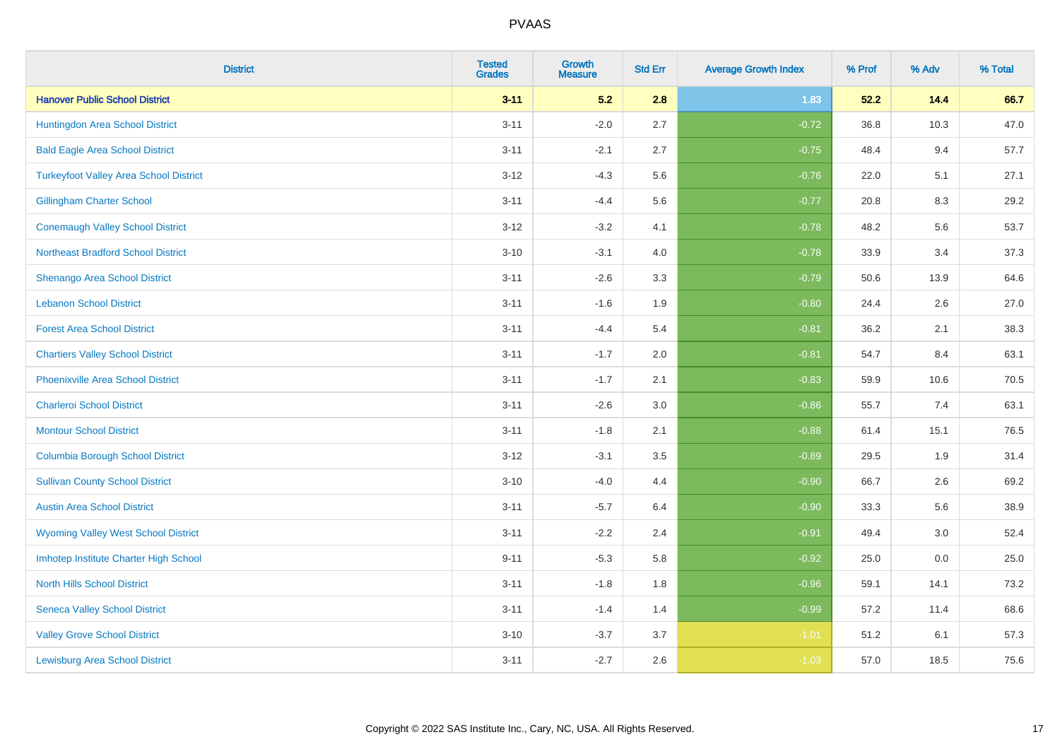## PVAAS

| District | Tested Grades | Growth Measure | Std Err | Average Growth Index | % Prof | % Adv | % Total |
|---|---|---|---|---|---|---|---|
| **Hanover Public School District** | **3-11** | **5.2** | **2.8** | **1.83** | **52.2** | **14.4** | **66.7** |
| Huntingdon Area School District | 3-11 | -2.0 | 2.7 | -0.72 | 36.8 | 10.3 | 47.0 |
| Bald Eagle Area School District | 3-11 | -2.1 | 2.7 | -0.75 | 48.4 | 9.4 | 57.7 |
| Turkeyfoot Valley Area School District | 3-12 | -4.3 | 5.6 | -0.76 | 22.0 | 5.1 | 27.1 |
| Gillingham Charter School | 3-11 | -4.4 | 5.6 | -0.77 | 20.8 | 8.3 | 29.2 |
| Conemaugh Valley School District | 3-12 | -3.2 | 4.1 | -0.78 | 48.2 | 5.6 | 53.7 |
| Northeast Bradford School District | 3-10 | -3.1 | 4.0 | -0.78 | 33.9 | 3.4 | 37.3 |
| Shenango Area School District | 3-11 | -2.6 | 3.3 | -0.79 | 50.6 | 13.9 | 64.6 |
| Lebanon School District | 3-11 | -1.6 | 1.9 | -0.80 | 24.4 | 2.6 | 27.0 |
| Forest Area School District | 3-11 | -4.4 | 5.4 | -0.81 | 36.2 | 2.1 | 38.3 |
| Chartiers Valley School District | 3-11 | -1.7 | 2.0 | -0.81 | 54.7 | 8.4 | 63.1 |
| Phoenixville Area School District | 3-11 | -1.7 | 2.1 | -0.83 | 59.9 | 10.6 | 70.5 |
| Charleroi School District | 3-11 | -2.6 | 3.0 | -0.86 | 55.7 | 7.4 | 63.1 |
| Montour School District | 3-11 | -1.8 | 2.1 | -0.88 | 61.4 | 15.1 | 76.5 |
| Columbia Borough School District | 3-12 | -3.1 | 3.5 | -0.89 | 29.5 | 1.9 | 31.4 |
| Sullivan County School District | 3-10 | -4.0 | 4.4 | -0.90 | 66.7 | 2.6 | 69.2 |
| Austin Area School District | 3-11 | -5.7 | 6.4 | -0.90 | 33.3 | 5.6 | 38.9 |
| Wyoming Valley West School District | 3-11 | -2.2 | 2.4 | -0.91 | 49.4 | 3.0 | 52.4 |
| Imhotep Institute Charter High School | 9-11 | -5.3 | 5.8 | -0.92 | 25.0 | 0.0 | 25.0 |
| North Hills School District | 3-11 | -1.8 | 1.8 | -0.96 | 59.1 | 14.1 | 73.2 |
| Seneca Valley School District | 3-11 | -1.4 | 1.4 | -0.99 | 57.2 | 11.4 | 68.6 |
| Valley Grove School District | 3-10 | -3.7 | 3.7 | -1.01 | 51.2 | 6.1 | 57.3 |
| Lewisburg Area School District | 3-11 | -2.7 | 2.6 | -1.03 | 57.0 | 18.5 | 75.6 |

Copyright © 2022 SAS Institute Inc., Cary, NC, USA. All Rights Reserved.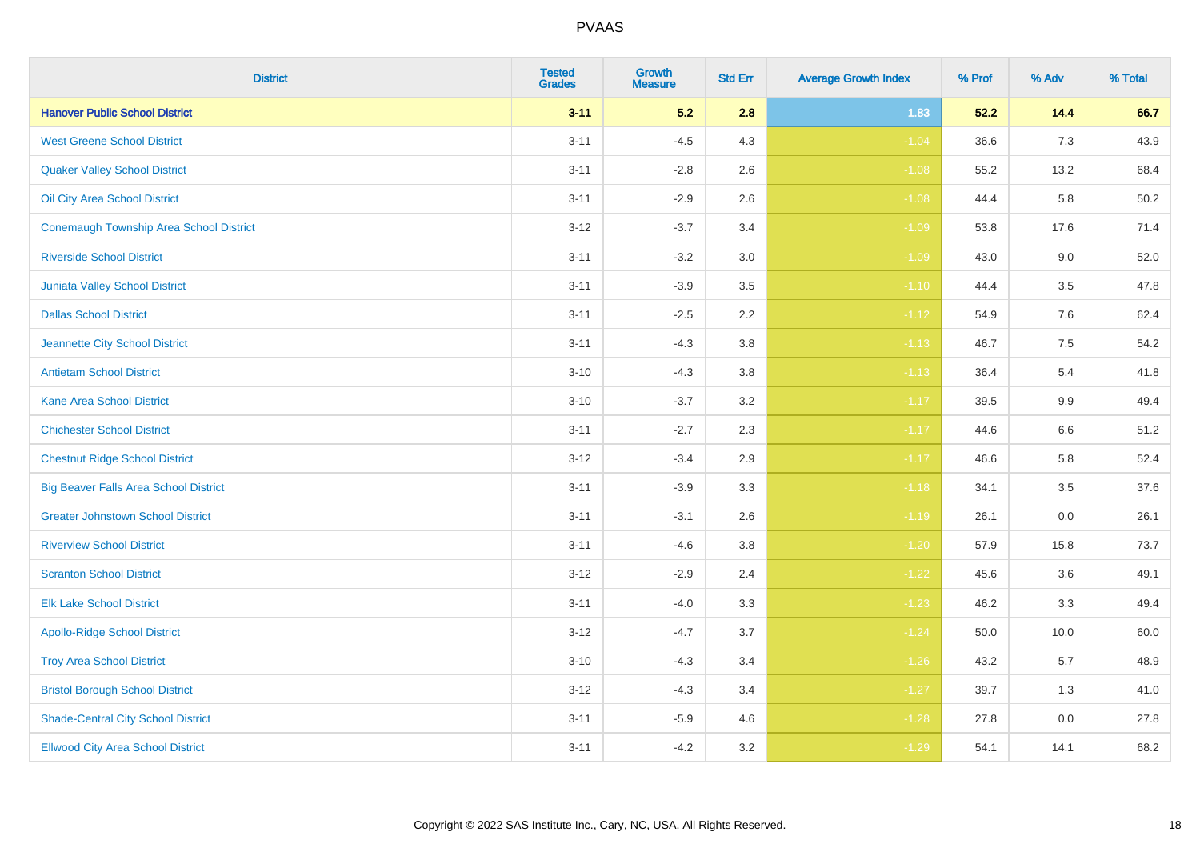# PVAAS

| District | Tested Grades | Growth Measure | Std Err | Average Growth Index | % Prof | % Adv | % Total |
|---|---|---|---|---|---|---|---|
| **Hanover Public School District** | **3-11** | **5.2** | **2.8** | **1.83** | **52.2** | **14.4** | **66.7** |
| West Greene School District | 3-11 | -4.5 | 4.3 | -1.04 | 36.6 | 7.3 | 43.9 |
| Quaker Valley School District | 3-11 | -2.8 | 2.6 | -1.08 | 55.2 | 13.2 | 68.4 |
| Oil City Area School District | 3-11 | -2.9 | 2.6 | -1.08 | 44.4 | 5.8 | 50.2 |
| Conemaugh Township Area School District | 3-12 | -3.7 | 3.4 | -1.09 | 53.8 | 17.6 | 71.4 |
| Riverside School District | 3-11 | -3.2 | 3.0 | -1.09 | 43.0 | 9.0 | 52.0 |
| Juniata Valley School District | 3-11 | -3.9 | 3.5 | -1.10 | 44.4 | 3.5 | 47.8 |
| Dallas School District | 3-11 | -2.5 | 2.2 | -1.12 | 54.9 | 7.6 | 62.4 |
| Jeannette City School District | 3-11 | -4.3 | 3.8 | -1.13 | 46.7 | 7.5 | 54.2 |
| Antietam School District | 3-10 | -4.3 | 3.8 | -1.13 | 36.4 | 5.4 | 41.8 |
| Kane Area School District | 3-10 | -3.7 | 3.2 | -1.17 | 39.5 | 9.9 | 49.4 |
| Chichester School District | 3-11 | -2.7 | 2.3 | -1.17 | 44.6 | 6.6 | 51.2 |
| Chestnut Ridge School District | 3-12 | -3.4 | 2.9 | -1.17 | 46.6 | 5.8 | 52.4 |
| Big Beaver Falls Area School District | 3-11 | -3.9 | 3.3 | -1.18 | 34.1 | 3.5 | 37.6 |
| Greater Johnstown School District | 3-11 | -3.1 | 2.6 | -1.19 | 26.1 | 0.0 | 26.1 |
| Riverview School District | 3-11 | -4.6 | 3.8 | -1.20 | 57.9 | 15.8 | 73.7 |
| Scranton School District | 3-12 | -2.9 | 2.4 | -1.22 | 45.6 | 3.6 | 49.1 |
| Elk Lake School District | 3-11 | -4.0 | 3.3 | -1.23 | 46.2 | 3.3 | 49.4 |
| Apollo-Ridge School District | 3-12 | -4.7 | 3.7 | -1.24 | 50.0 | 10.0 | 60.0 |
| Troy Area School District | 3-10 | -4.3 | 3.4 | -1.26 | 43.2 | 5.7 | 48.9 |
| Bristol Borough School District | 3-12 | -4.3 | 3.4 | -1.27 | 39.7 | 1.3 | 41.0 |
| Shade-Central City School District | 3-11 | -5.9 | 4.6 | -1.28 | 27.8 | 0.0 | 27.8 |
| Ellwood City Area School District | 3-11 | -4.2 | 3.2 | -1.29 | 54.1 | 14.1 | 68.2 |

Copyright © 2022 SAS Institute Inc., Cary, NC, USA. All Rights Reserved.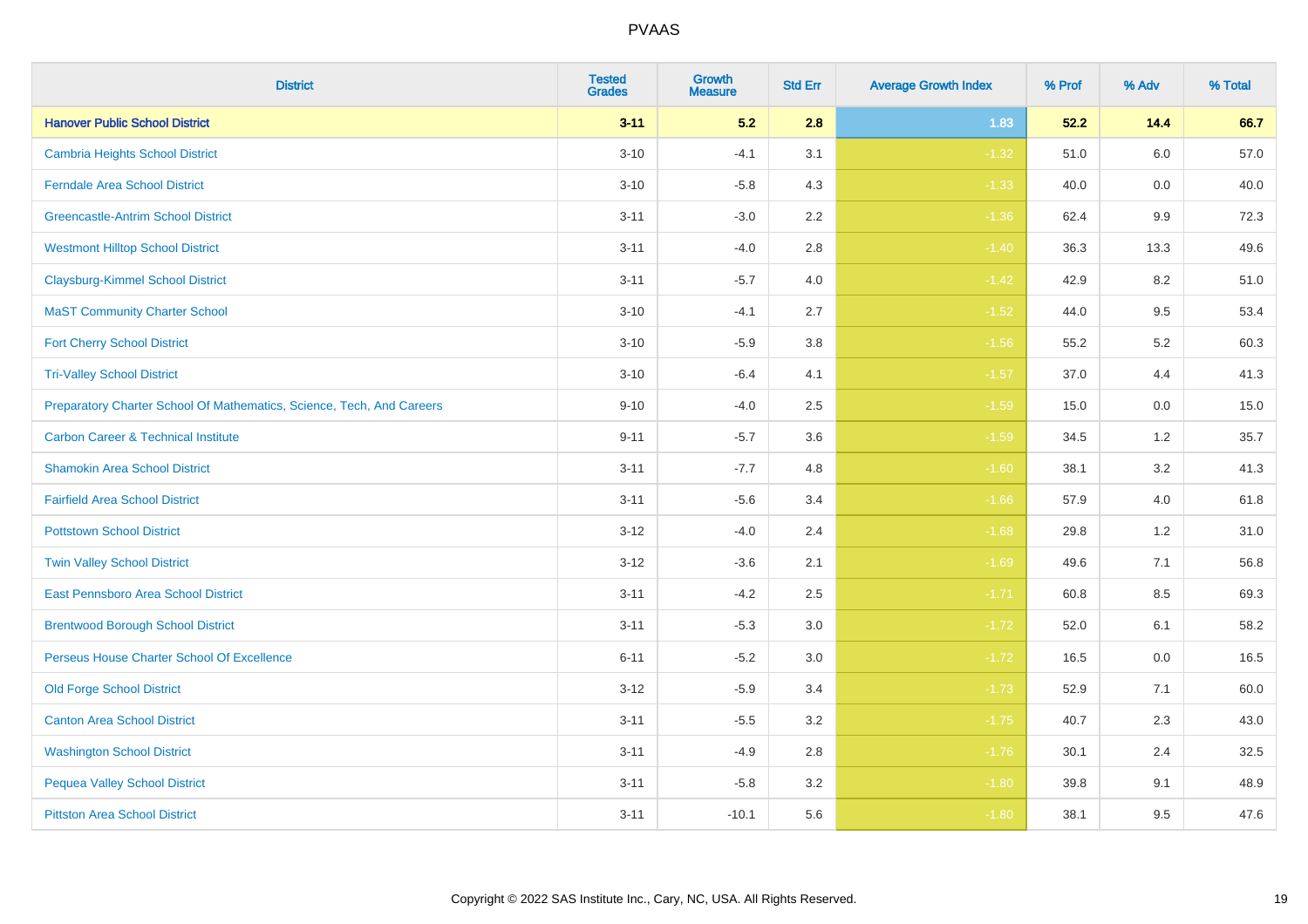| District | Tested Grades | Growth Measure | Std Err | Average Growth Index | % Prof | % Adv | % Total |
|---|---|---|---|---|---|---|---|
| **Hanover Public School District** | **3-11** | **5.2** | **2.8** | **1.83** | **52.2** | **14.4** | **66.7** |
| Cambria Heights School District | 3-10 | -4.1 | 3.1 | -1.32 | 51.0 | 6.0 | 57.0 |
| Ferndale Area School District | 3-10 | -5.8 | 4.3 | -1.33 | 40.0 | 0.0 | 40.0 |
| Greencastle-Antrim School District | 3-11 | -3.0 | 2.2 | -1.36 | 62.4 | 9.9 | 72.3 |
| Westmont Hilltop School District | 3-11 | -4.0 | 2.8 | -1.40 | 36.3 | 13.3 | 49.6 |
| Claysburg-Kimmel School District | 3-11 | -5.7 | 4.0 | -1.42 | 42.9 | 8.2 | 51.0 |
| MaST Community Charter School | 3-10 | -4.1 | 2.7 | -1.52 | 44.0 | 9.5 | 53.4 |
| Fort Cherry School District | 3-10 | -5.9 | 3.8 | -1.56 | 55.2 | 5.2 | 60.3 |
| Tri-Valley School District | 3-10 | -6.4 | 4.1 | -1.57 | 37.0 | 4.4 | 41.3 |
| Preparatory Charter School Of Mathematics, Science, Tech, And Careers | 9-10 | -4.0 | 2.5 | -1.59 | 15.0 | 0.0 | 15.0 |
| Carbon Career & Technical Institute | 9-11 | -5.7 | 3.6 | -1.59 | 34.5 | 1.2 | 35.7 |
| Shamokin Area School District | 3-11 | -7.7 | 4.8 | -1.60 | 38.1 | 3.2 | 41.3 |
| Fairfield Area School District | 3-11 | -5.6 | 3.4 | -1.66 | 57.9 | 4.0 | 61.8 |
| Pottstown School District | 3-12 | -4.0 | 2.4 | -1.68 | 29.8 | 1.2 | 31.0 |
| Twin Valley School District | 3-12 | -3.6 | 2.1 | -1.69 | 49.6 | 7.1 | 56.8 |
| East Pennsboro Area School District | 3-11 | -4.2 | 2.5 | -1.71 | 60.8 | 8.5 | 69.3 |
| Brentwood Borough School District | 3-11 | -5.3 | 3.0 | -1.72 | 52.0 | 6.1 | 58.2 |
| Perseus House Charter School Of Excellence | 6-11 | -5.2 | 3.0 | -1.72 | 16.5 | 0.0 | 16.5 |
| Old Forge School District | 3-12 | -5.9 | 3.4 | -1.73 | 52.9 | 7.1 | 60.0 |
| Canton Area School District | 3-11 | -5.5 | 3.2 | -1.75 | 40.7 | 2.3 | 43.0 |
| Washington School District | 3-11 | -4.9 | 2.8 | -1.76 | 30.1 | 2.4 | 32.5 |
| Pequea Valley School District | 3-11 | -5.8 | 3.2 | -1.80 | 39.8 | 9.1 | 48.9 |
| Pittston Area School District | 3-11 | -10.1 | 5.6 | -1.80 | 38.1 | 9.5 | 47.6 |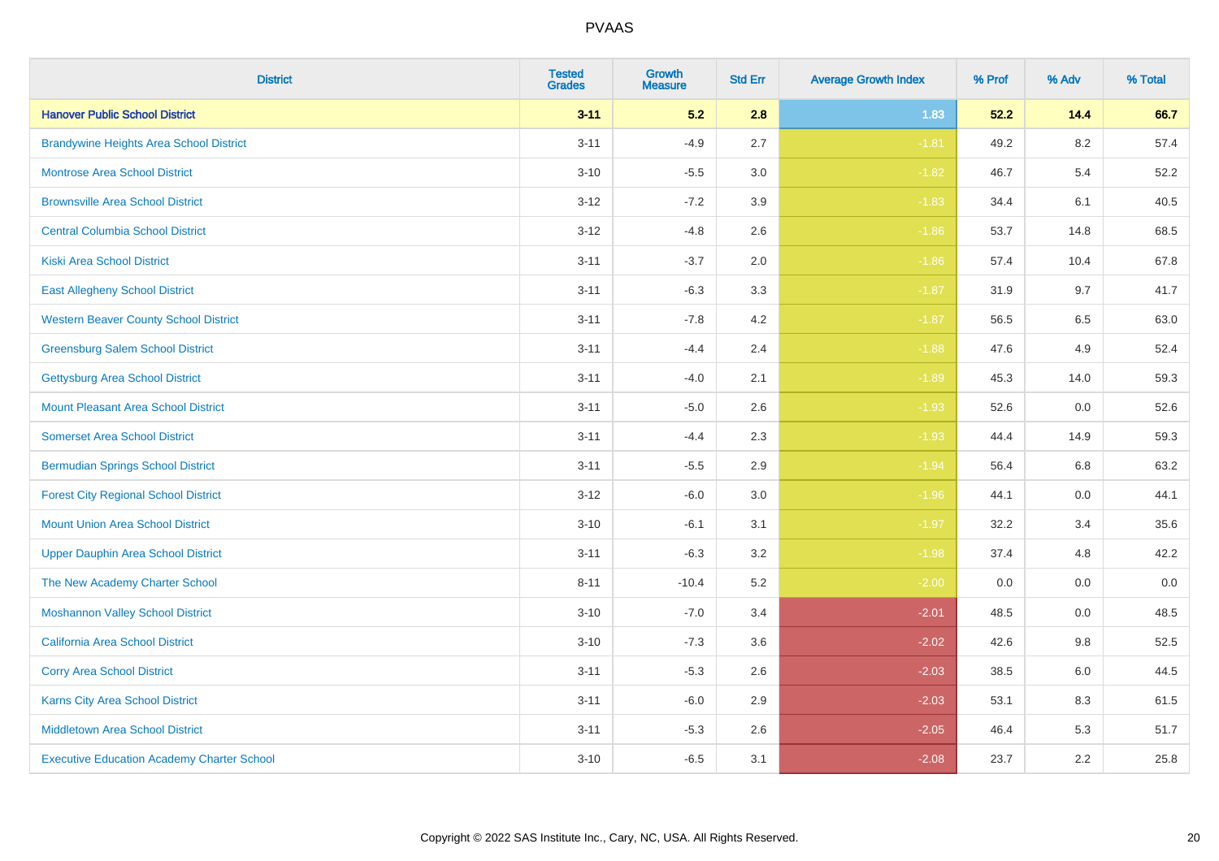| District | Tested Grades | Growth Measure | Std Err | Average Growth Index | % Prof | % Adv | % Total |
|---|---|---|---|---|---|---|---|
| **Hanover Public School District** | **3-11** | **5.2** | **2.8** | **1.83** | **52.2** | **14.4** | **66.7** |
| Brandywine Heights Area School District | 3-11 | -4.9 | 2.7 | -1.81 | 49.2 | 8.2 | 57.4 |
| Montrose Area School District | 3-10 | -5.5 | 3.0 | -1.82 | 46.7 | 5.4 | 52.2 |
| Brownsville Area School District | 3-12 | -7.2 | 3.9 | -1.83 | 34.4 | 6.1 | 40.5 |
| Central Columbia School District | 3-12 | -4.8 | 2.6 | -1.86 | 53.7 | 14.8 | 68.5 |
| Kiski Area School District | 3-11 | -3.7 | 2.0 | -1.86 | 57.4 | 10.4 | 67.8 |
| East Allegheny School District | 3-11 | -6.3 | 3.3 | -1.87 | 31.9 | 9.7 | 41.7 |
| Western Beaver County School District | 3-11 | -7.8 | 4.2 | -1.87 | 56.5 | 6.5 | 63.0 |
| Greensburg Salem School District | 3-11 | -4.4 | 2.4 | -1.88 | 47.6 | 4.9 | 52.4 |
| Gettysburg Area School District | 3-11 | -4.0 | 2.1 | -1.89 | 45.3 | 14.0 | 59.3 |
| Mount Pleasant Area School District | 3-11 | -5.0 | 2.6 | -1.93 | 52.6 | 0.0 | 52.6 |
| Somerset Area School District | 3-11 | -4.4 | 2.3 | -1.93 | 44.4 | 14.9 | 59.3 |
| Bermudian Springs School District | 3-11 | -5.5 | 2.9 | -1.94 | 56.4 | 6.8 | 63.2 |
| Forest City Regional School District | 3-12 | -6.0 | 3.0 | -1.96 | 44.1 | 0.0 | 44.1 |
| Mount Union Area School District | 3-10 | -6.1 | 3.1 | -1.97 | 32.2 | 3.4 | 35.6 |
| Upper Dauphin Area School District | 3-11 | -6.3 | 3.2 | -1.98 | 37.4 | 4.8 | 42.2 |
| The New Academy Charter School | 8-11 | -10.4 | 5.2 | -2.00 | 0.0 | 0.0 | 0.0 |
| Moshannon Valley School District | 3-10 | -7.0 | 3.4 | -2.01 | 48.5 | 0.0 | 48.5 |
| California Area School District | 3-10 | -7.3 | 3.6 | -2.02 | 42.6 | 9.8 | 52.5 |
| Corry Area School District | 3-11 | -5.3 | 2.6 | -2.03 | 38.5 | 6.0 | 44.5 |
| Karns City Area School District | 3-11 | -6.0 | 2.9 | -2.03 | 53.1 | 8.3 | 61.5 |
| Middletown Area School District | 3-11 | -5.3 | 2.6 | -2.05 | 46.4 | 5.3 | 51.7 |
| Executive Education Academy Charter School | 3-10 | -6.5 | 3.1 | -2.08 | 23.7 | 2.2 | 25.8 |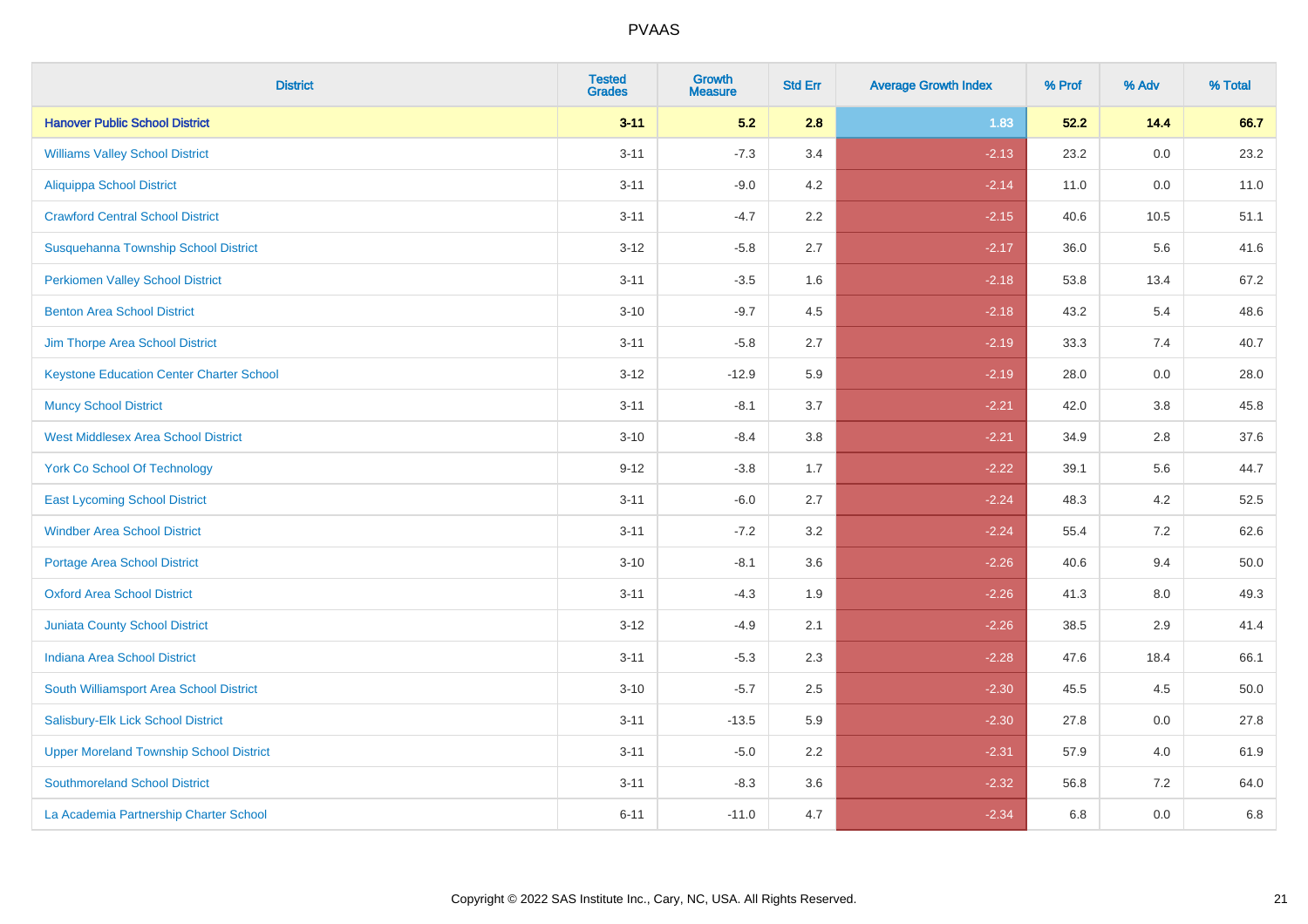# PVAAS

| District | Tested Grades | Growth Measure | Std Err | Average Growth Index | % Prof | % Adv | % Total |
|---|---|---|---|---|---|---|---|
| **Hanover Public School District** | **3-11** | **5.2** | **2.8** | **1.83** | **52.2** | **14.4** | **66.7** |
| Williams Valley School District | 3-11 | -7.3 | 3.4 | -2.13 | 23.2 | 0.0 | 23.2 |
| Aliquippa School District | 3-11 | -9.0 | 4.2 | -2.14 | 11.0 | 0.0 | 11.0 |
| Crawford Central School District | 3-11 | -4.7 | 2.2 | -2.15 | 40.6 | 10.5 | 51.1 |
| Susquehanna Township School District | 3-12 | -5.8 | 2.7 | -2.17 | 36.0 | 5.6 | 41.6 |
| Perkiomen Valley School District | 3-11 | -3.5 | 1.6 | -2.18 | 53.8 | 13.4 | 67.2 |
| Benton Area School District | 3-10 | -9.7 | 4.5 | -2.18 | 43.2 | 5.4 | 48.6 |
| Jim Thorpe Area School District | 3-11 | -5.8 | 2.7 | -2.19 | 33.3 | 7.4 | 40.7 |
| Keystone Education Center Charter School | 3-12 | -12.9 | 5.9 | -2.19 | 28.0 | 0.0 | 28.0 |
| Muncy School District | 3-11 | -8.1 | 3.7 | -2.21 | 42.0 | 3.8 | 45.8 |
| West Middlesex Area School District | 3-10 | -8.4 | 3.8 | -2.21 | 34.9 | 2.8 | 37.6 |
| York Co School Of Technology | 9-12 | -3.8 | 1.7 | -2.22 | 39.1 | 5.6 | 44.7 |
| East Lycoming School District | 3-11 | -6.0 | 2.7 | -2.24 | 48.3 | 4.2 | 52.5 |
| Windber Area School District | 3-11 | -7.2 | 3.2 | -2.24 | 55.4 | 7.2 | 62.6 |
| Portage Area School District | 3-10 | -8.1 | 3.6 | -2.26 | 40.6 | 9.4 | 50.0 |
| Oxford Area School District | 3-11 | -4.3 | 1.9 | -2.26 | 41.3 | 8.0 | 49.3 |
| Juniata County School District | 3-12 | -4.9 | 2.1 | -2.26 | 38.5 | 2.9 | 41.4 |
| Indiana Area School District | 3-11 | -5.3 | 2.3 | -2.28 | 47.6 | 18.4 | 66.1 |
| South Williamsport Area School District | 3-10 | -5.7 | 2.5 | -2.30 | 45.5 | 4.5 | 50.0 |
| Salisbury-Elk Lick School District | 3-11 | -13.5 | 5.9 | -2.30 | 27.8 | 0.0 | 27.8 |
| Upper Moreland Township School District | 3-11 | -5.0 | 2.2 | -2.31 | 57.9 | 4.0 | 61.9 |
| Southmoreland School District | 3-11 | -8.3 | 3.6 | -2.32 | 56.8 | 7.2 | 64.0 |
| La Academia Partnership Charter School | 6-11 | -11.0 | 4.7 | -2.34 | 6.8 | 0.0 | 6.8 |

Copyright © 2022 SAS Institute Inc., Cary, NC, USA. All Rights Reserved.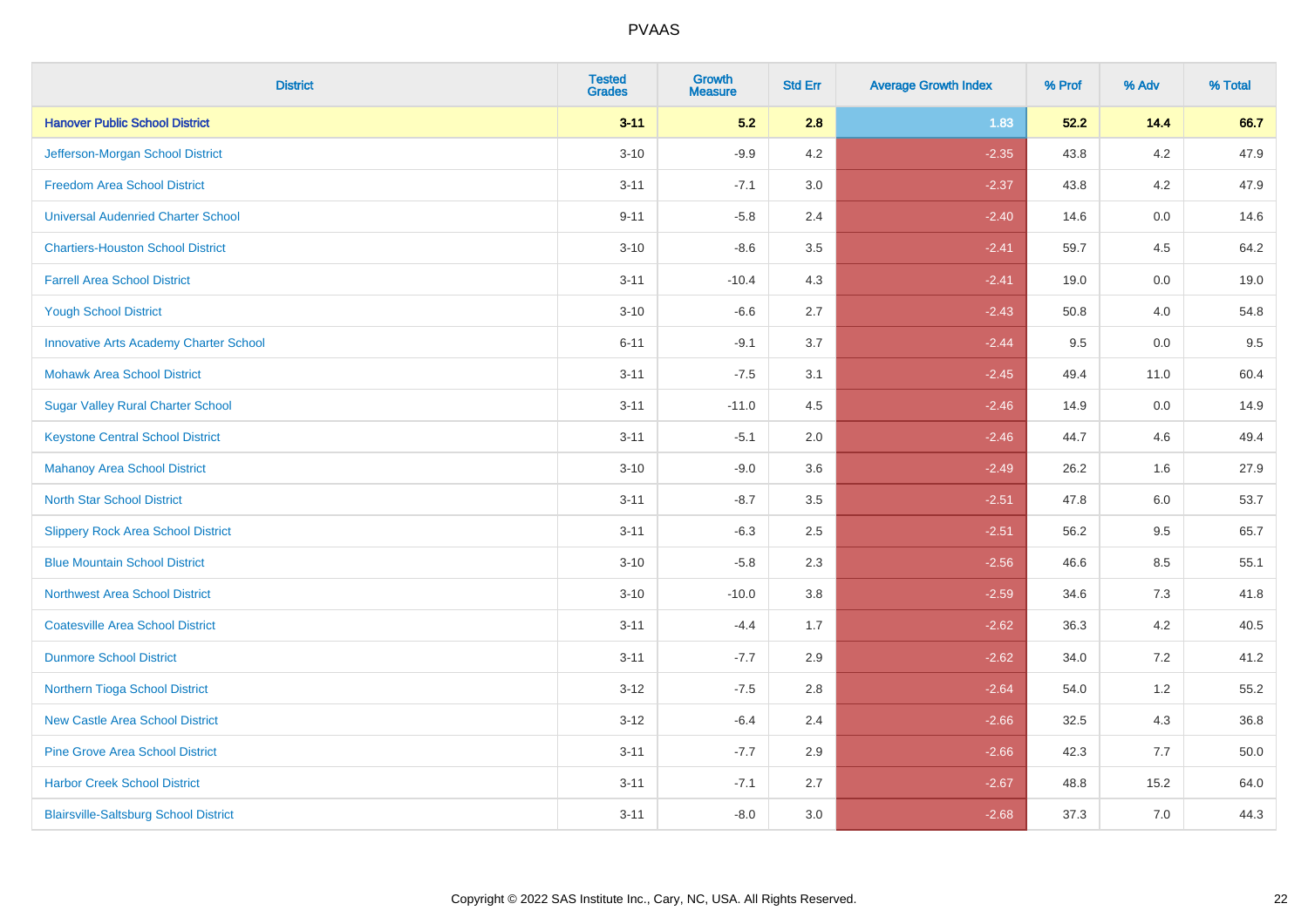| District | Tested Grades | Growth Measure | Std Err | Average Growth Index | % Prof | % Adv | % Total |
|---|---|---|---|---|---|---|---|
| **Hanover Public School District** | **3-11** | **5.2** | **2.8** | **1.83** | **52.2** | **14.4** | **66.7** |
| Jefferson-Morgan School District | 3-10 | -9.9 | 4.2 | -2.35 | 43.8 | 4.2 | 47.9 |
| Freedom Area School District | 3-11 | -7.1 | 3.0 | -2.37 | 43.8 | 4.2 | 47.9 |
| Universal Audenried Charter School | 9-11 | -5.8 | 2.4 | -2.40 | 14.6 | 0.0 | 14.6 |
| Chartiers-Houston School District | 3-10 | -8.6 | 3.5 | -2.41 | 59.7 | 4.5 | 64.2 |
| Farrell Area School District | 3-11 | -10.4 | 4.3 | -2.41 | 19.0 | 0.0 | 19.0 |
| Yough School District | 3-10 | -6.6 | 2.7 | -2.43 | 50.8 | 4.0 | 54.8 |
| Innovative Arts Academy Charter School | 6-11 | -9.1 | 3.7 | -2.44 | 9.5 | 0.0 | 9.5 |
| Mohawk Area School District | 3-11 | -7.5 | 3.1 | -2.45 | 49.4 | 11.0 | 60.4 |
| Sugar Valley Rural Charter School | 3-11 | -11.0 | 4.5 | -2.46 | 14.9 | 0.0 | 14.9 |
| Keystone Central School District | 3-11 | -5.1 | 2.0 | -2.46 | 44.7 | 4.6 | 49.4 |
| Mahanoy Area School District | 3-10 | -9.0 | 3.6 | -2.49 | 26.2 | 1.6 | 27.9 |
| North Star School District | 3-11 | -8.7 | 3.5 | -2.51 | 47.8 | 6.0 | 53.7 |
| Slippery Rock Area School District | 3-11 | -6.3 | 2.5 | -2.51 | 56.2 | 9.5 | 65.7 |
| Blue Mountain School District | 3-10 | -5.8 | 2.3 | -2.56 | 46.6 | 8.5 | 55.1 |
| Northwest Area School District | 3-10 | -10.0 | 3.8 | -2.59 | 34.6 | 7.3 | 41.8 |
| Coatesville Area School District | 3-11 | -4.4 | 1.7 | -2.62 | 36.3 | 4.2 | 40.5 |
| Dunmore School District | 3-11 | -7.7 | 2.9 | -2.62 | 34.0 | 7.2 | 41.2 |
| Northern Tioga School District | 3-12 | -7.5 | 2.8 | -2.64 | 54.0 | 1.2 | 55.2 |
| New Castle Area School District | 3-12 | -6.4 | 2.4 | -2.66 | 32.5 | 4.3 | 36.8 |
| Pine Grove Area School District | 3-11 | -7.7 | 2.9 | -2.66 | 42.3 | 7.7 | 50.0 |
| Harbor Creek School District | 3-11 | -7.1 | 2.7 | -2.67 | 48.8 | 15.2 | 64.0 |
| Blairsville-Saltsburg School District | 3-11 | -8.0 | 3.0 | -2.68 | 37.3 | 7.0 | 44.3 |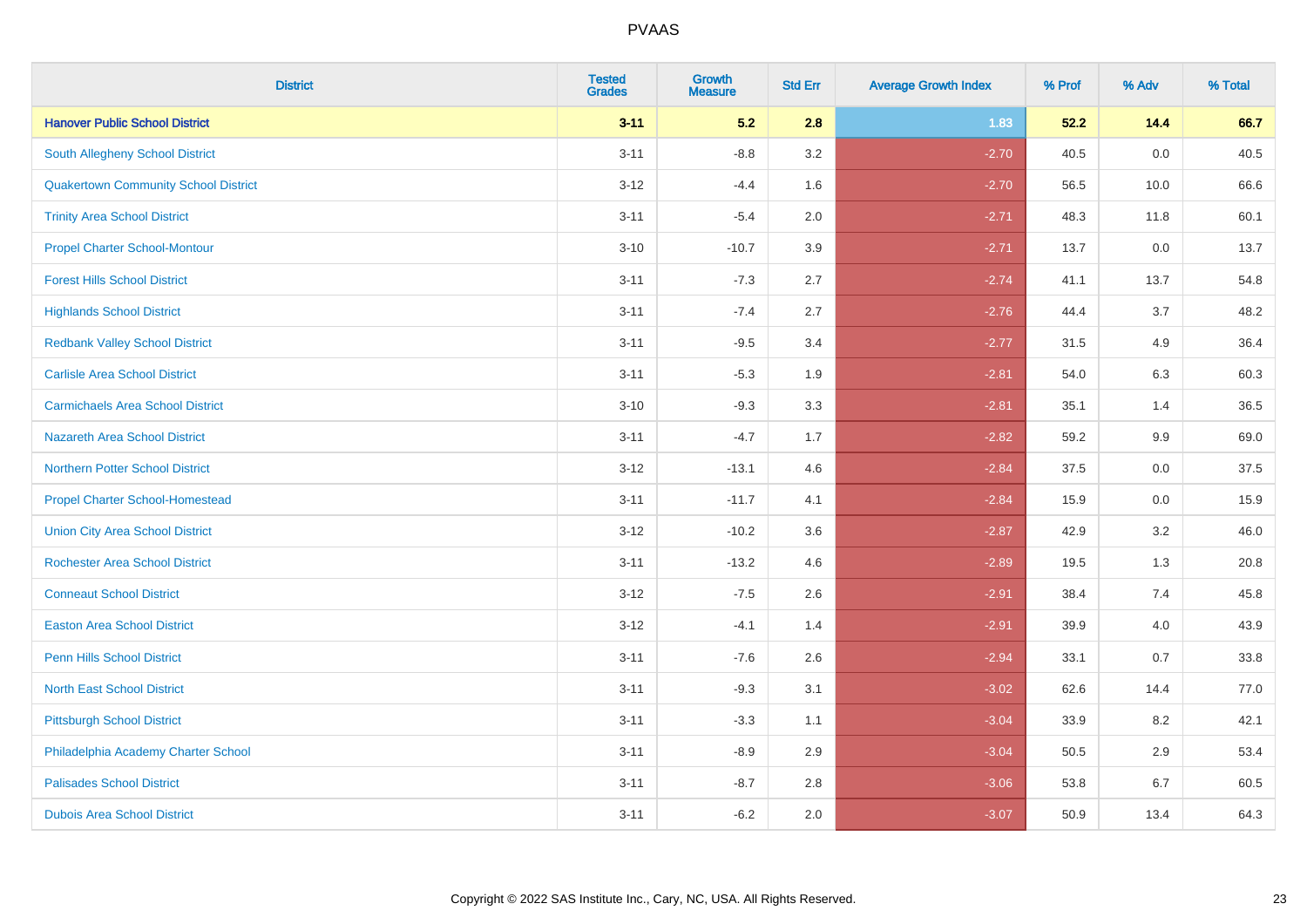| District | Tested Grades | Growth Measure | Std Err | Average Growth Index | % Prof | % Adv | % Total |
|---|---|---|---|---|---|---|---|
| **Hanover Public School District** | **3-11** | **5.2** | **2.8** | **1.83** | **52.2** | **14.4** | **66.7** |
| South Allegheny School District | 3-11 | -8.8 | 3.2 | -2.70 | 40.5 | 0.0 | 40.5 |
| Quakertown Community School District | 3-12 | -4.4 | 1.6 | -2.70 | 56.5 | 10.0 | 66.6 |
| Trinity Area School District | 3-11 | -5.4 | 2.0 | -2.71 | 48.3 | 11.8 | 60.1 |
| Propel Charter School-Montour | 3-10 | -10.7 | 3.9 | -2.71 | 13.7 | 0.0 | 13.7 |
| Forest Hills School District | 3-11 | -7.3 | 2.7 | -2.74 | 41.1 | 13.7 | 54.8 |
| Highlands School District | 3-11 | -7.4 | 2.7 | -2.76 | 44.4 | 3.7 | 48.2 |
| Redbank Valley School District | 3-11 | -9.5 | 3.4 | -2.77 | 31.5 | 4.9 | 36.4 |
| Carlisle Area School District | 3-11 | -5.3 | 1.9 | -2.81 | 54.0 | 6.3 | 60.3 |
| Carmichaels Area School District | 3-10 | -9.3 | 3.3 | -2.81 | 35.1 | 1.4 | 36.5 |
| Nazareth Area School District | 3-11 | -4.7 | 1.7 | -2.82 | 59.2 | 9.9 | 69.0 |
| Northern Potter School District | 3-12 | -13.1 | 4.6 | -2.84 | 37.5 | 0.0 | 37.5 |
| Propel Charter School-Homestead | 3-11 | -11.7 | 4.1 | -2.84 | 15.9 | 0.0 | 15.9 |
| Union City Area School District | 3-12 | -10.2 | 3.6 | -2.87 | 42.9 | 3.2 | 46.0 |
| Rochester Area School District | 3-11 | -13.2 | 4.6 | -2.89 | 19.5 | 1.3 | 20.8 |
| Conneaut School District | 3-12 | -7.5 | 2.6 | -2.91 | 38.4 | 7.4 | 45.8 |
| Easton Area School District | 3-12 | -4.1 | 1.4 | -2.91 | 39.9 | 4.0 | 43.9 |
| Penn Hills School District | 3-11 | -7.6 | 2.6 | -2.94 | 33.1 | 0.7 | 33.8 |
| North East School District | 3-11 | -9.3 | 3.1 | -3.02 | 62.6 | 14.4 | 77.0 |
| Pittsburgh School District | 3-11 | -3.3 | 1.1 | -3.04 | 33.9 | 8.2 | 42.1 |
| Philadelphia Academy Charter School | 3-11 | -8.9 | 2.9 | -3.04 | 50.5 | 2.9 | 53.4 |
| Palisades School District | 3-11 | -8.7 | 2.8 | -3.06 | 53.8 | 6.7 | 60.5 |
| Dubois Area School District | 3-11 | -6.2 | 2.0 | -3.07 | 50.9 | 13.4 | 64.3 |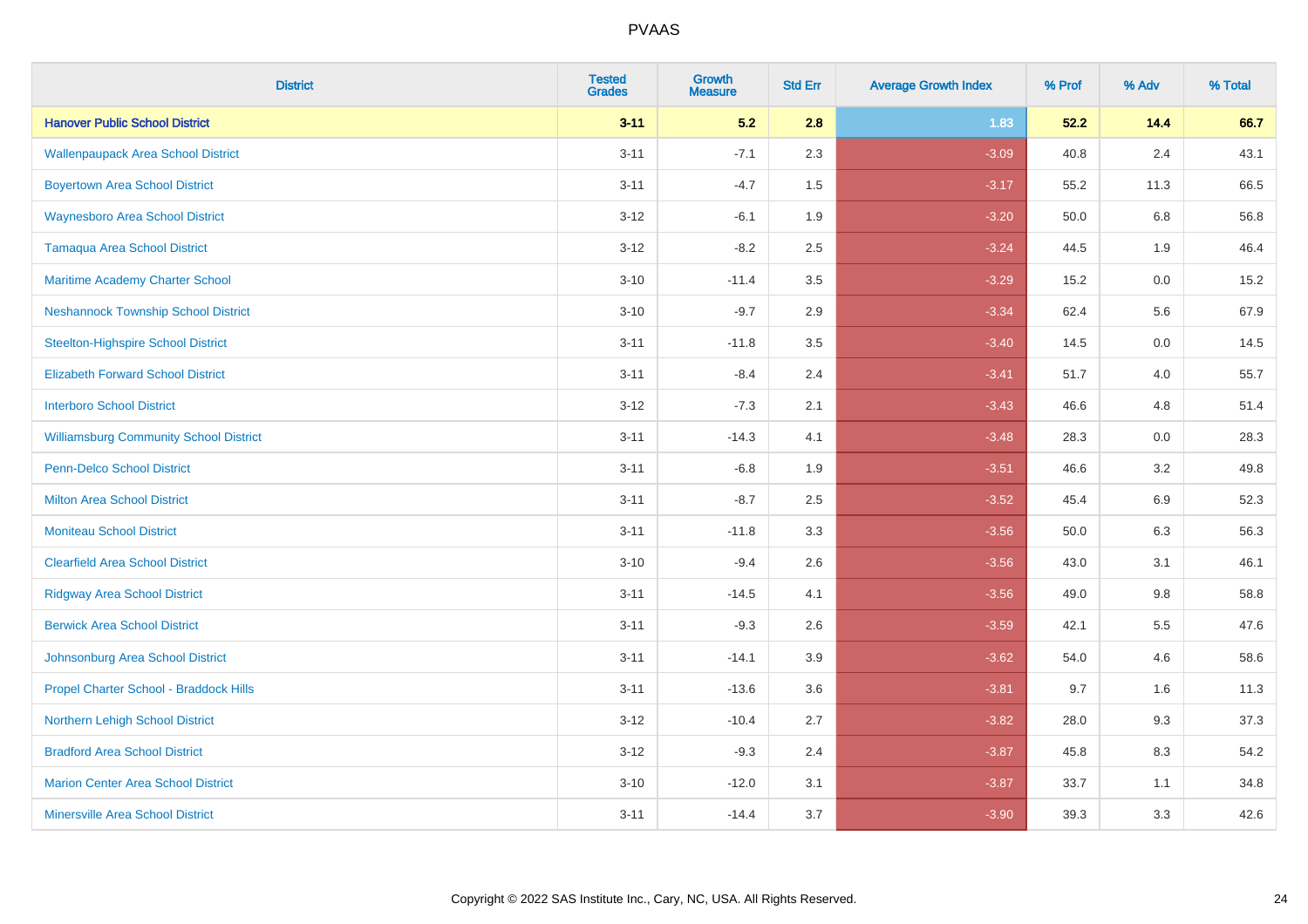# PVAAS

| District | Tested Grades | Growth Measure | Std Err | Average Growth Index | % Prof | % Adv | % Total |
|---|---|---|---|---|---|---|---|
| **Hanover Public School District** | **3-11** | **5.2** | **2.8** | **1.83** | **52.2** | **14.4** | **66.7** |
| Wallenpaupack Area School District | 3-11 | -7.1 | 2.3 | -3.09 | 40.8 | 2.4 | 43.1 |
| Boyertown Area School District | 3-11 | -4.7 | 1.5 | -3.17 | 55.2 | 11.3 | 66.5 |
| Waynesboro Area School District | 3-12 | -6.1 | 1.9 | -3.20 | 50.0 | 6.8 | 56.8 |
| Tamaqua Area School District | 3-12 | -8.2 | 2.5 | -3.24 | 44.5 | 1.9 | 46.4 |
| Maritime Academy Charter School | 3-10 | -11.4 | 3.5 | -3.29 | 15.2 | 0.0 | 15.2 |
| Neshannock Township School District | 3-10 | -9.7 | 2.9 | -3.34 | 62.4 | 5.6 | 67.9 |
| Steelton-Highspire School District | 3-11 | -11.8 | 3.5 | -3.40 | 14.5 | 0.0 | 14.5 |
| Elizabeth Forward School District | 3-11 | -8.4 | 2.4 | -3.41 | 51.7 | 4.0 | 55.7 |
| Interboro School District | 3-12 | -7.3 | 2.1 | -3.43 | 46.6 | 4.8 | 51.4 |
| Williamsburg Community School District | 3-11 | -14.3 | 4.1 | -3.48 | 28.3 | 0.0 | 28.3 |
| Penn-Delco School District | 3-11 | -6.8 | 1.9 | -3.51 | 46.6 | 3.2 | 49.8 |
| Milton Area School District | 3-11 | -8.7 | 2.5 | -3.52 | 45.4 | 6.9 | 52.3 |
| Moniteau School District | 3-11 | -11.8 | 3.3 | -3.56 | 50.0 | 6.3 | 56.3 |
| Clearfield Area School District | 3-10 | -9.4 | 2.6 | -3.56 | 43.0 | 3.1 | 46.1 |
| Ridgway Area School District | 3-11 | -14.5 | 4.1 | -3.56 | 49.0 | 9.8 | 58.8 |
| Berwick Area School District | 3-11 | -9.3 | 2.6 | -3.59 | 42.1 | 5.5 | 47.6 |
| Johnsonburg Area School District | 3-11 | -14.1 | 3.9 | -3.62 | 54.0 | 4.6 | 58.6 |
| Propel Charter School - Braddock Hills | 3-11 | -13.6 | 3.6 | -3.81 | 9.7 | 1.6 | 11.3 |
| Northern Lehigh School District | 3-12 | -10.4 | 2.7 | -3.82 | 28.0 | 9.3 | 37.3 |
| Bradford Area School District | 3-12 | -9.3 | 2.4 | -3.87 | 45.8 | 8.3 | 54.2 |
| Marion Center Area School District | 3-10 | -12.0 | 3.1 | -3.87 | 33.7 | 1.1 | 34.8 |
| Minersville Area School District | 3-11 | -14.4 | 3.7 | -3.90 | 39.3 | 3.3 | 42.6 |

Copyright © 2022 SAS Institute Inc., Cary, NC, USA. All Rights Reserved.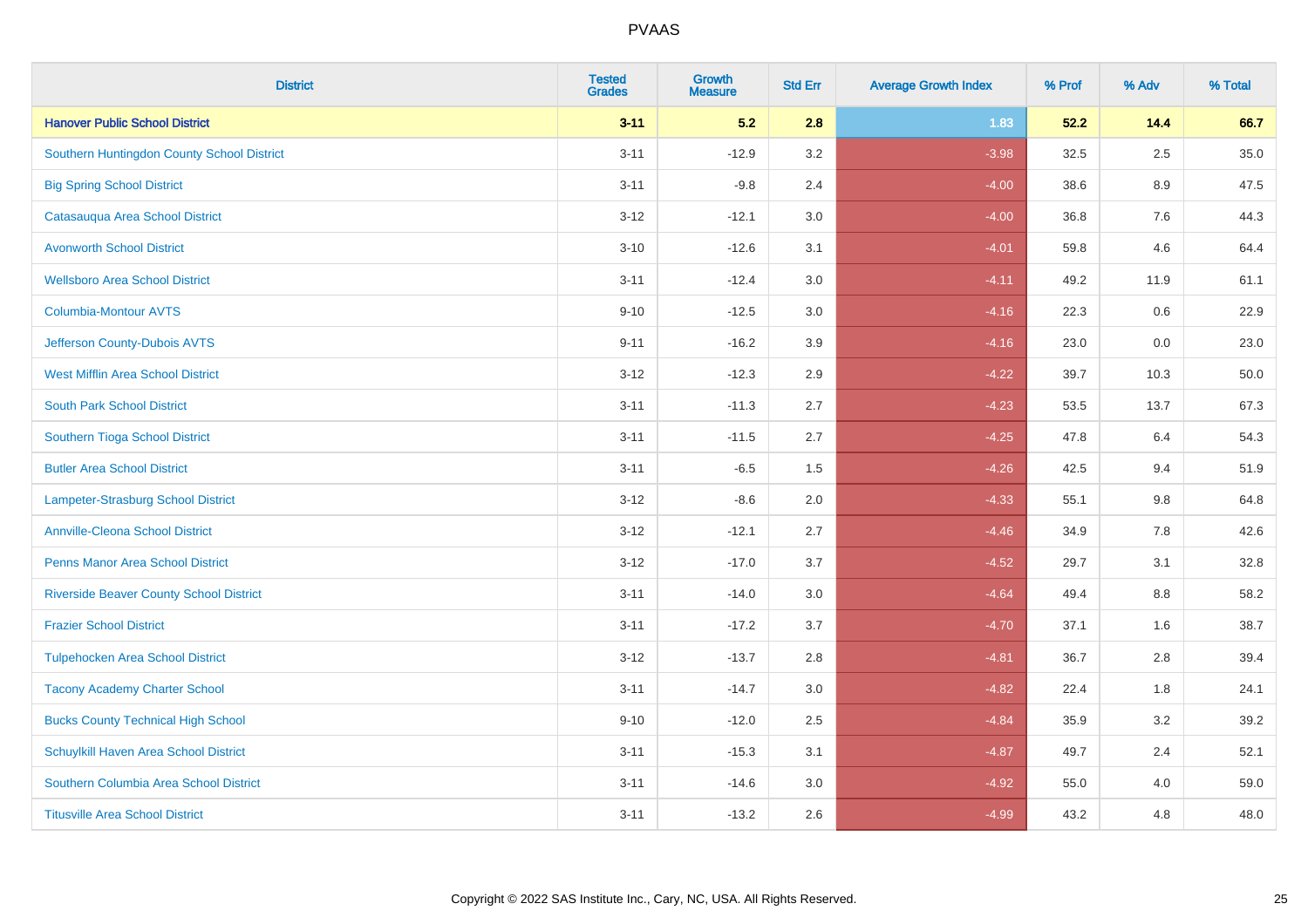| District | Tested Grades | Growth Measure | Std Err | Average Growth Index | % Prof | % Adv | % Total |
|---|---|---|---|---|---|---|---|
| **Hanover Public School District** | **3-11** | **5.2** | **2.8** | **1.83** | **52.2** | **14.4** | **66.7** |
| Southern Huntingdon County School District | 3-11 | -12.9 | 3.2 | -3.98 | 32.5 | 2.5 | 35.0 |
| Big Spring School District | 3-11 | -9.8 | 2.4 | -4.00 | 38.6 | 8.9 | 47.5 |
| Catasauqua Area School District | 3-12 | -12.1 | 3.0 | -4.00 | 36.8 | 7.6 | 44.3 |
| Avonworth School District | 3-10 | -12.6 | 3.1 | -4.01 | 59.8 | 4.6 | 64.4 |
| Wellsboro Area School District | 3-11 | -12.4 | 3.0 | -4.11 | 49.2 | 11.9 | 61.1 |
| Columbia-Montour AVTS | 9-10 | -12.5 | 3.0 | -4.16 | 22.3 | 0.6 | 22.9 |
| Jefferson County-Dubois AVTS | 9-11 | -16.2 | 3.9 | -4.16 | 23.0 | 0.0 | 23.0 |
| West Mifflin Area School District | 3-12 | -12.3 | 2.9 | -4.22 | 39.7 | 10.3 | 50.0 |
| South Park School District | 3-11 | -11.3 | 2.7 | -4.23 | 53.5 | 13.7 | 67.3 |
| Southern Tioga School District | 3-11 | -11.5 | 2.7 | -4.25 | 47.8 | 6.4 | 54.3 |
| Butler Area School District | 3-11 | -6.5 | 1.5 | -4.26 | 42.5 | 9.4 | 51.9 |
| Lampeter-Strasburg School District | 3-12 | -8.6 | 2.0 | -4.33 | 55.1 | 9.8 | 64.8 |
| Annville-Cleona School District | 3-12 | -12.1 | 2.7 | -4.46 | 34.9 | 7.8 | 42.6 |
| Penns Manor Area School District | 3-12 | -17.0 | 3.7 | -4.52 | 29.7 | 3.1 | 32.8 |
| Riverside Beaver County School District | 3-11 | -14.0 | 3.0 | -4.64 | 49.4 | 8.8 | 58.2 |
| Frazier School District | 3-11 | -17.2 | 3.7 | -4.70 | 37.1 | 1.6 | 38.7 |
| Tulpehocken Area School District | 3-12 | -13.7 | 2.8 | -4.81 | 36.7 | 2.8 | 39.4 |
| Tacony Academy Charter School | 3-11 | -14.7 | 3.0 | -4.82 | 22.4 | 1.8 | 24.1 |
| Bucks County Technical High School | 9-10 | -12.0 | 2.5 | -4.84 | 35.9 | 3.2 | 39.2 |
| Schuylkill Haven Area School District | 3-11 | -15.3 | 3.1 | -4.87 | 49.7 | 2.4 | 52.1 |
| Southern Columbia Area School District | 3-11 | -14.6 | 3.0 | -4.92 | 55.0 | 4.0 | 59.0 |
| Titusville Area School District | 3-11 | -13.2 | 2.6 | -4.99 | 43.2 | 4.8 | 48.0 |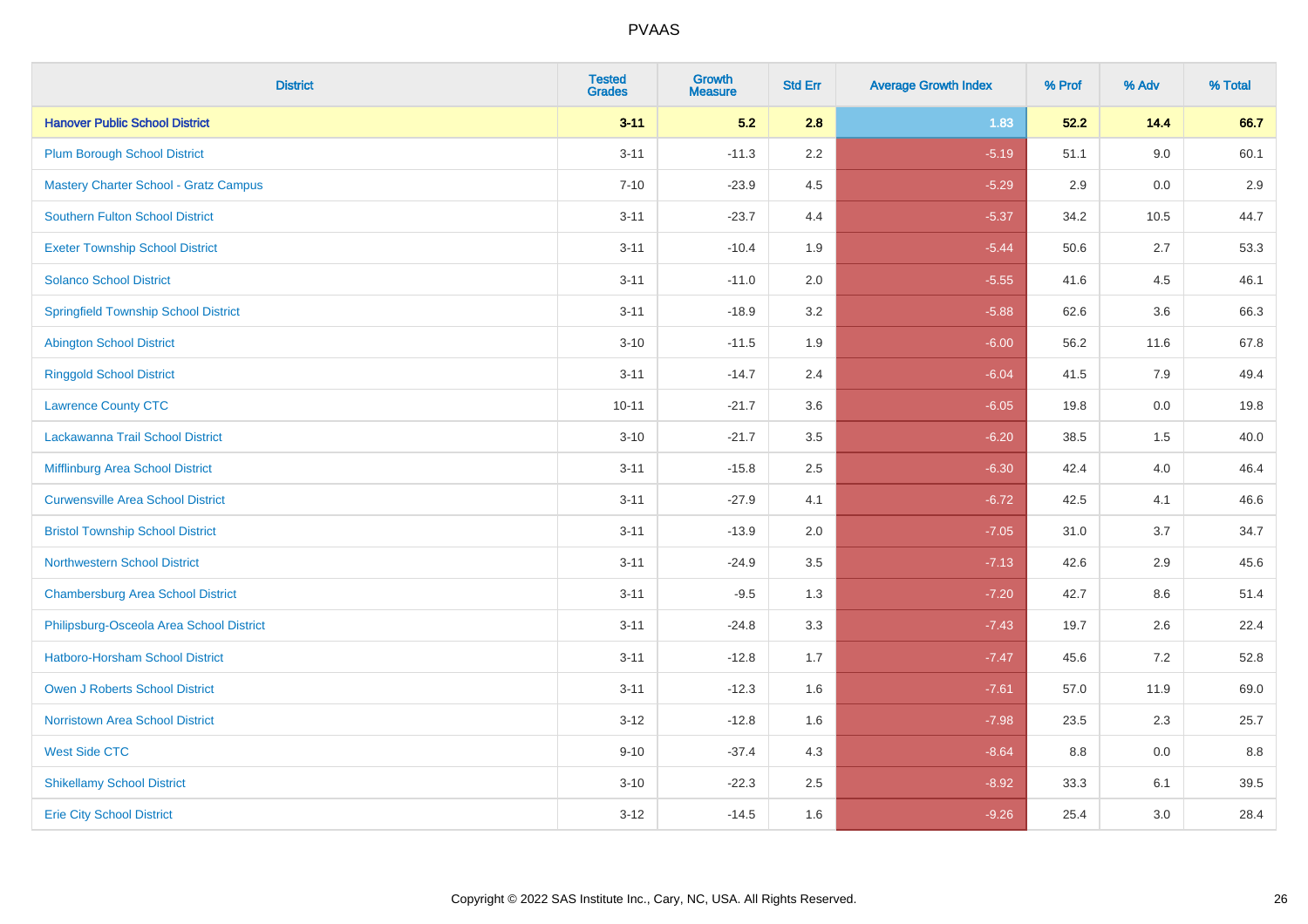PVAAS

| District | Tested Grades | Growth Measure | Std Err | Average Growth Index | % Prof | % Adv | % Total |
|---|---|---|---|---|---|---|---|
| **Hanover Public School District** | **3-11** | **5.2** | **2.8** | **1.83** | **52.2** | **14.4** | **66.7** |
| Plum Borough School District | 3-11 | -11.3 | 2.2 | -5.19 | 51.1 | 9.0 | 60.1 |
| Mastery Charter School - Gratz Campus | 7-10 | -23.9 | 4.5 | -5.29 | 2.9 | 0.0 | 2.9 |
| Southern Fulton School District | 3-11 | -23.7 | 4.4 | -5.37 | 34.2 | 10.5 | 44.7 |
| Exeter Township School District | 3-11 | -10.4 | 1.9 | -5.44 | 50.6 | 2.7 | 53.3 |
| Solanco School District | 3-11 | -11.0 | 2.0 | -5.55 | 41.6 | 4.5 | 46.1 |
| Springfield Township School District | 3-11 | -18.9 | 3.2 | -5.88 | 62.6 | 3.6 | 66.3 |
| Abington School District | 3-10 | -11.5 | 1.9 | -6.00 | 56.2 | 11.6 | 67.8 |
| Ringgold School District | 3-11 | -14.7 | 2.4 | -6.04 | 41.5 | 7.9 | 49.4 |
| Lawrence County CTC | 10-11 | -21.7 | 3.6 | -6.05 | 19.8 | 0.0 | 19.8 |
| Lackawanna Trail School District | 3-10 | -21.7 | 3.5 | -6.20 | 38.5 | 1.5 | 40.0 |
| Mifflinburg Area School District | 3-11 | -15.8 | 2.5 | -6.30 | 42.4 | 4.0 | 46.4 |
| Curwensville Area School District | 3-11 | -27.9 | 4.1 | -6.72 | 42.5 | 4.1 | 46.6 |
| Bristol Township School District | 3-11 | -13.9 | 2.0 | -7.05 | 31.0 | 3.7 | 34.7 |
| Northwestern School District | 3-11 | -24.9 | 3.5 | -7.13 | 42.6 | 2.9 | 45.6 |
| Chambersburg Area School District | 3-11 | -9.5 | 1.3 | -7.20 | 42.7 | 8.6 | 51.4 |
| Philipsburg-Osceola Area School District | 3-11 | -24.8 | 3.3 | -7.43 | 19.7 | 2.6 | 22.4 |
| Hatboro-Horsham School District | 3-11 | -12.8 | 1.7 | -7.47 | 45.6 | 7.2 | 52.8 |
| Owen J Roberts School District | 3-11 | -12.3 | 1.6 | -7.61 | 57.0 | 11.9 | 69.0 |
| Norristown Area School District | 3-12 | -12.8 | 1.6 | -7.98 | 23.5 | 2.3 | 25.7 |
| West Side CTC | 9-10 | -37.4 | 4.3 | -8.64 | 8.8 | 0.0 | 8.8 |
| Shikellamy School District | 3-10 | -22.3 | 2.5 | -8.92 | 33.3 | 6.1 | 39.5 |
| Erie City School District | 3-12 | -14.5 | 1.6 | -9.26 | 25.4 | 3.0 | 28.4 |

Copyright © 2022 SAS Institute Inc., Cary, NC, USA. All Rights Reserved.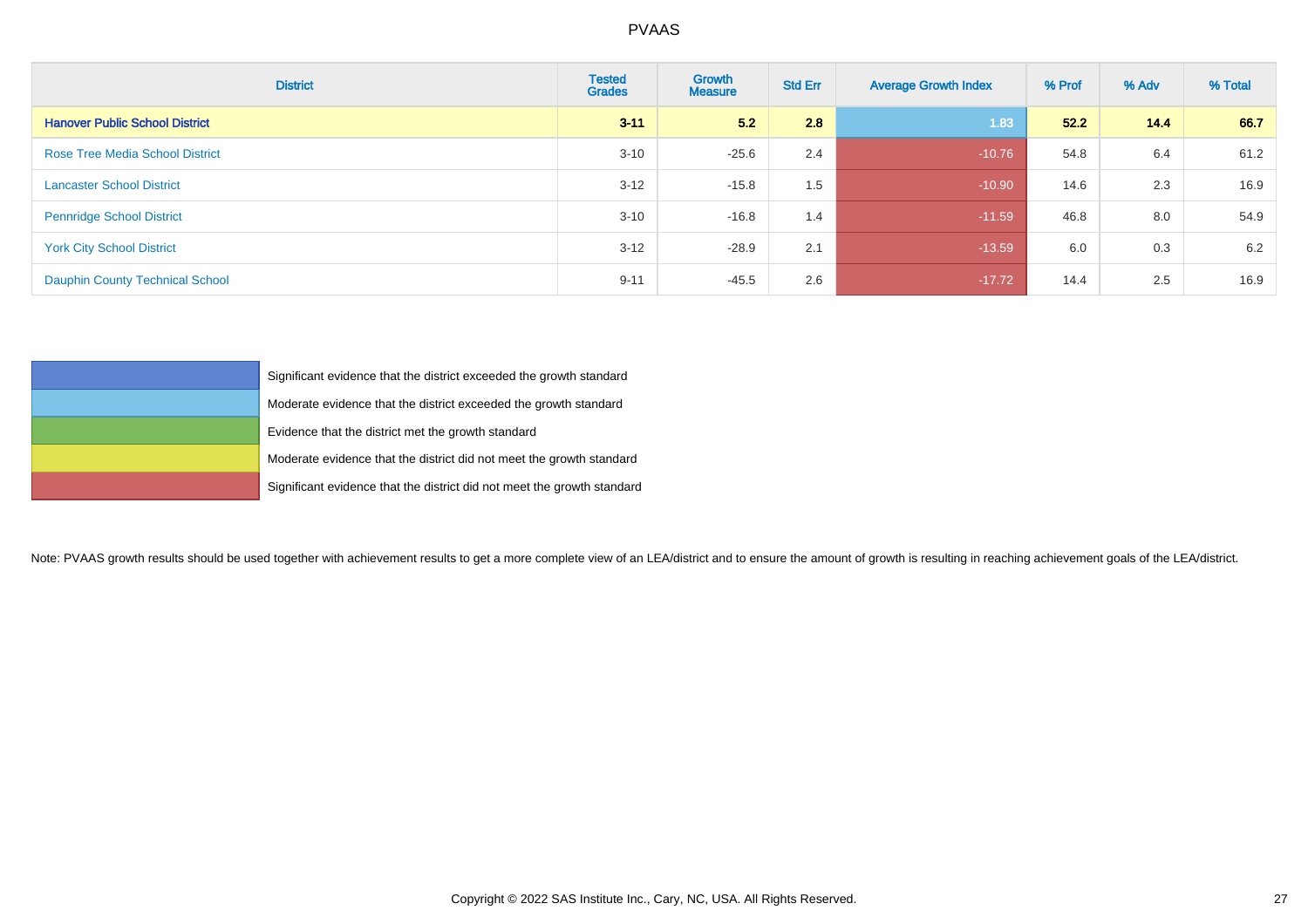# PVAAS

| District | Tested Grades | Growth Measure | Std Err | Average Growth Index | % Prof | % Adv | % Total |
|---|---|---|---|---|---|---|---|
| **Hanover Public School District** | **3-11** | **5.2** | **2.8** | **1.83** | **52.2** | **14.4** | **66.7** |
| Rose Tree Media School District | 3-10 | -25.6 | 2.4 | -10.76 | 54.8 | 6.4 | 61.2 |
| Lancaster School District | 3-12 | -15.8 | 1.5 | -10.90 | 14.6 | 2.3 | 16.9 |
| Pennridge School District | 3-10 | -16.8 | 1.4 | -11.59 | 46.8 | 8.0 | 54.9 |
| York City School District | 3-12 | -28.9 | 2.1 | -13.59 | 6.0 | 0.3 | 6.2 |
| Dauphin County Technical School | 9-11 | -45.5 | 2.6 | -17.72 | 14.4 | 2.5 | 16.9 |

Significant evidence that the district exceeded the growth standard

Moderate evidence that the district exceeded the growth standard

Evidence that the district met the growth standard

Moderate evidence that the district did not meet the growth standard

Significant evidence that the district did not meet the growth standard

Note: PVAAS growth results should be used together with achievement results to get a more complete view of an LEA/district and to ensure the amount of growth is resulting in reaching achievement goals of the LEA/district.

Copyright © 2022 SAS Institute Inc., Cary, NC, USA. All Rights Reserved.